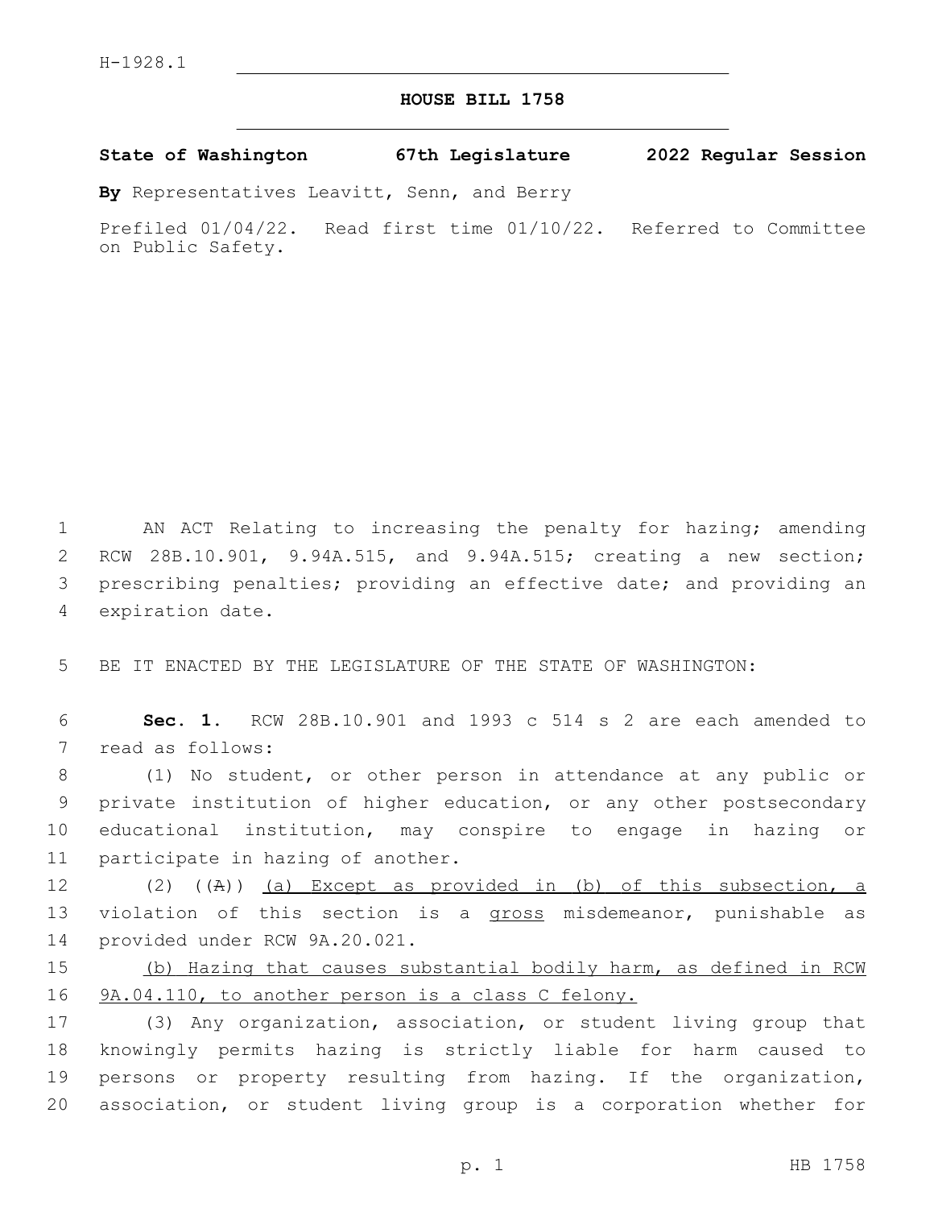H-1928.1

# HOUSE BILL 1758

**State of Washington 67th Legislature 2022 Regular Session**

**By** Representatives Leavitt, Senn, and Berry

Prefiled 01/04/22. Read first time 01/10/22. Referred to Committee on Public Safety.

1 AN ACT Relating to increasing the penalty for hazing; amending
2 RCW 28B.10.901, 9.94A.515, and 9.94A.515; creating a new section;
3 prescribing penalties; providing an effective date; and providing an
4 expiration date.

5 BE IT ENACTED BY THE LEGISLATURE OF THE STATE OF WASHINGTON:

6 **Sec. 1.** RCW 28B.10.901 and 1993 c 514 s 2 are each amended to
7 read as follows:

8 (1) No student, or other person in attendance at any public or
9 private institution of higher education, or any other postsecondary
10 educational institution, may conspire to engage in hazing or
11 participate in hazing of another.

12 (2) ((~~A~~)) <u>(a) Except as provided in (b) of this subsection, a</u>
13 violation of this section is a <u>gross</u> misdemeanor, punishable as
14 provided under RCW 9A.20.021.

15 <u>(b) Hazing that causes substantial bodily harm, as defined in RCW</u>
16 <u>9A.04.110, to another person is a class C felony.</u>

17 (3) Any organization, association, or student living group that
18 knowingly permits hazing is strictly liable for harm caused to
19 persons or property resulting from hazing. If the organization,
20 association, or student living group is a corporation whether for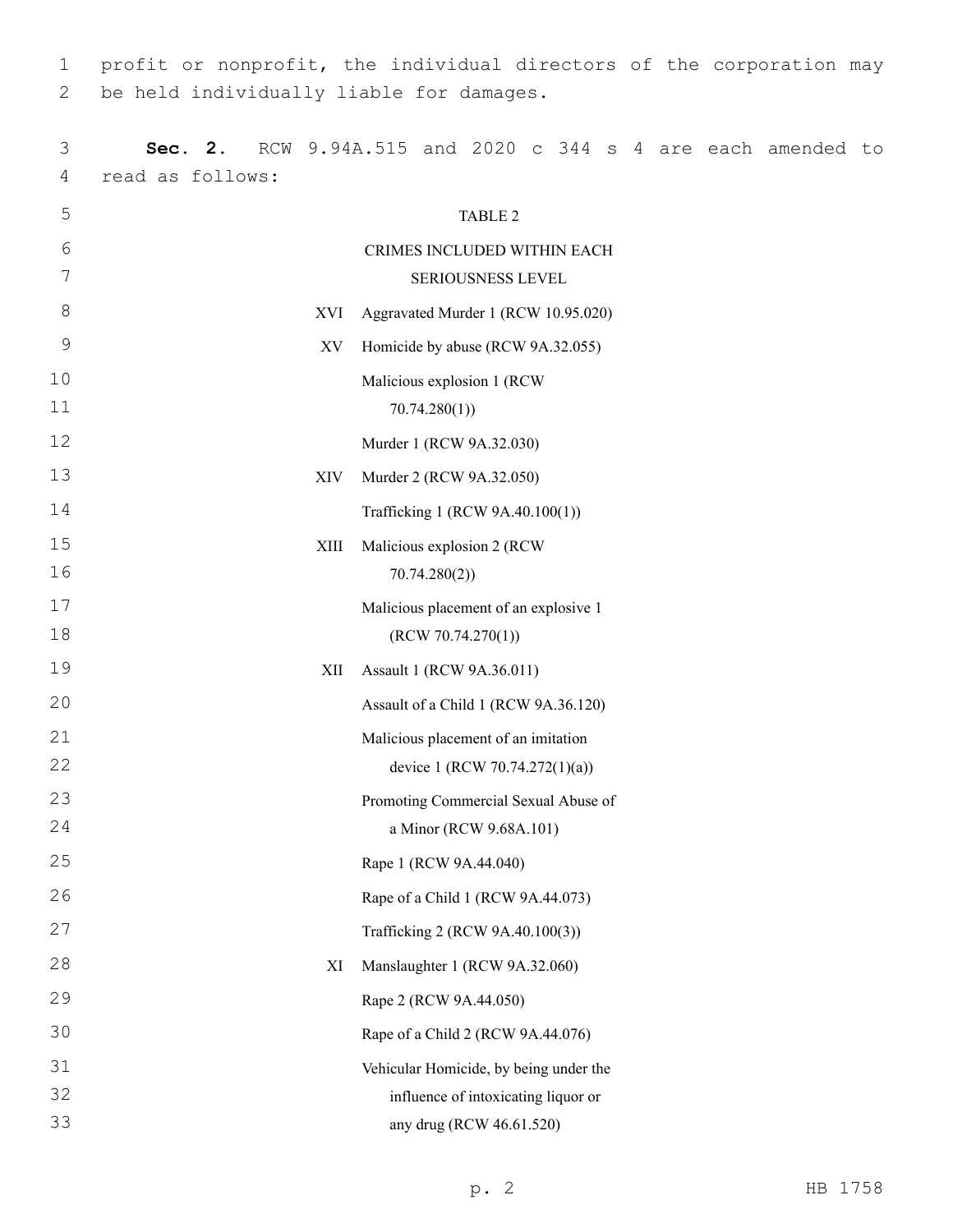profit or nonprofit, the individual directors of the corporation may be held individually liable for damages.

**Sec. 2.** RCW 9.94A.515 and 2020 c 344 s 4 are each amended to read as follows:

TABLE 2

CRIMES INCLUDED WITHIN EACH SERIOUSNESS LEVEL

| | |
|---|---|
| XVI | Aggravated Murder 1 (RCW 10.95.020) |
| XV | Homicide by abuse (RCW 9A.32.055) |
| | Malicious explosion 1 (RCW 70.74.280(1)) |
| | Murder 1 (RCW 9A.32.030) |
| XIV | Murder 2 (RCW 9A.32.050) |
| | Trafficking 1 (RCW 9A.40.100(1)) |
| XIII | Malicious explosion 2 (RCW 70.74.280(2)) |
| | Malicious placement of an explosive 1 (RCW 70.74.270(1)) |
| XII | Assault 1 (RCW 9A.36.011) |
| | Assault of a Child 1 (RCW 9A.36.120) |
| | Malicious placement of an imitation device 1 (RCW 70.74.272(1)(a)) |
| | Promoting Commercial Sexual Abuse of a Minor (RCW 9.68A.101) |
| | Rape 1 (RCW 9A.44.040) |
| | Rape of a Child 1 (RCW 9A.44.073) |
| | Trafficking 2 (RCW 9A.40.100(3)) |
| XI | Manslaughter 1 (RCW 9A.32.060) |
| | Rape 2 (RCW 9A.44.050) |
| | Rape of a Child 2 (RCW 9A.44.076) |
| | Vehicular Homicide, by being under the influence of intoxicating liquor or any drug (RCW 46.61.520) |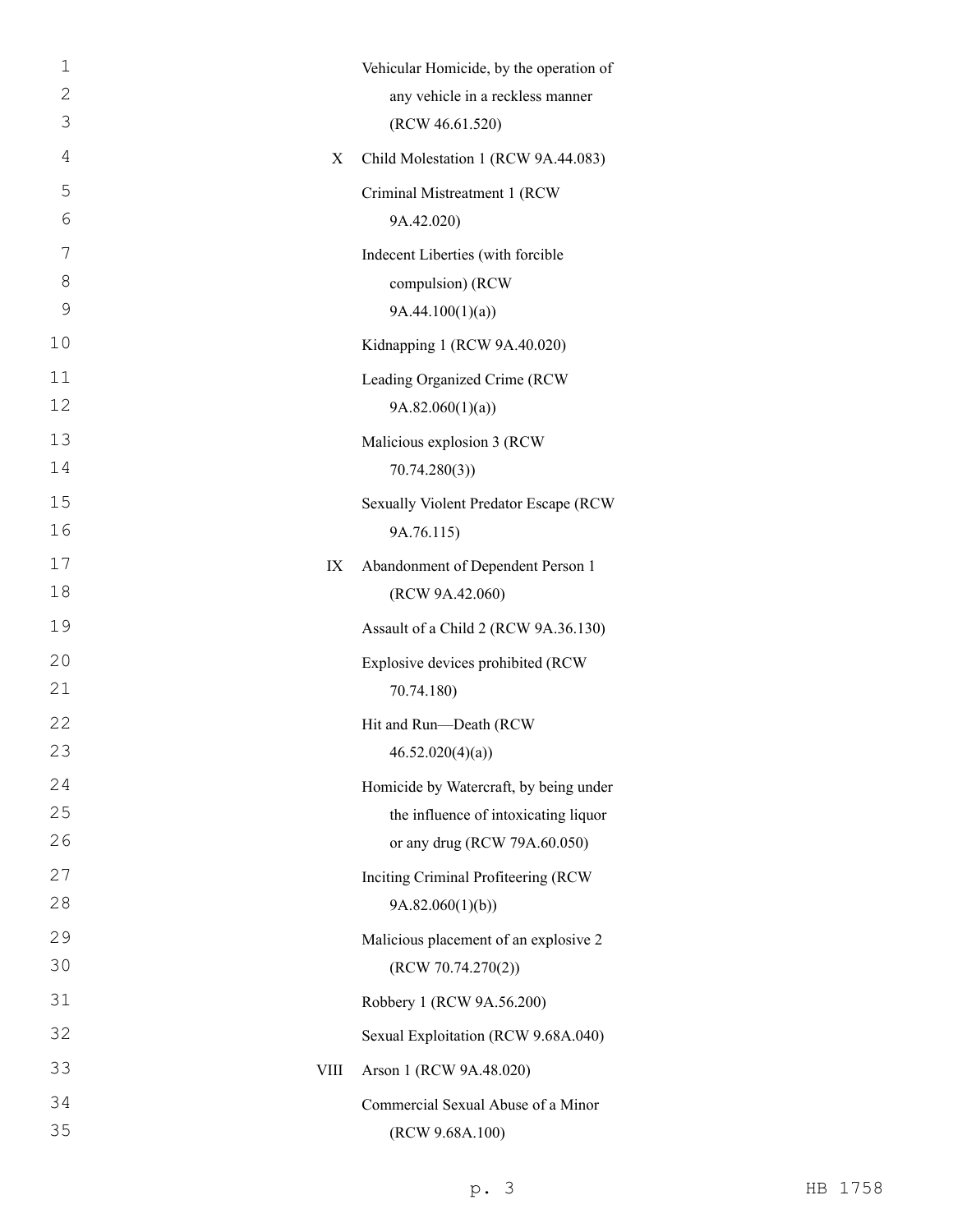| | |
|---|---|
| | Vehicular Homicide, by the operation of any vehicle in a reckless manner (RCW 46.61.520) |
| X | Child Molestation 1 (RCW 9A.44.083) |
| | Criminal Mistreatment 1 (RCW 9A.42.020) |
| | Indecent Liberties (with forcible compulsion) (RCW 9A.44.100(1)(a)) |
| | Kidnapping 1 (RCW 9A.40.020) |
| | Leading Organized Crime (RCW 9A.82.060(1)(a)) |
| | Malicious explosion 3 (RCW 70.74.280(3)) |
| | Sexually Violent Predator Escape (RCW 9A.76.115) |
| IX | Abandonment of Dependent Person 1 (RCW 9A.42.060) |
| | Assault of a Child 2 (RCW 9A.36.130) |
| | Explosive devices prohibited (RCW 70.74.180) |
| | Hit and Run—Death (RCW 46.52.020(4)(a)) |
| | Homicide by Watercraft, by being under the influence of intoxicating liquor or any drug (RCW 79A.60.050) |
| | Inciting Criminal Profiteering (RCW 9A.82.060(1)(b)) |
| | Malicious placement of an explosive 2 (RCW 70.74.270(2)) |
| | Robbery 1 (RCW 9A.56.200) |
| | Sexual Exploitation (RCW 9.68A.040) |
| VIII | Arson 1 (RCW 9A.48.020) |
| | Commercial Sexual Abuse of a Minor (RCW 9.68A.100) |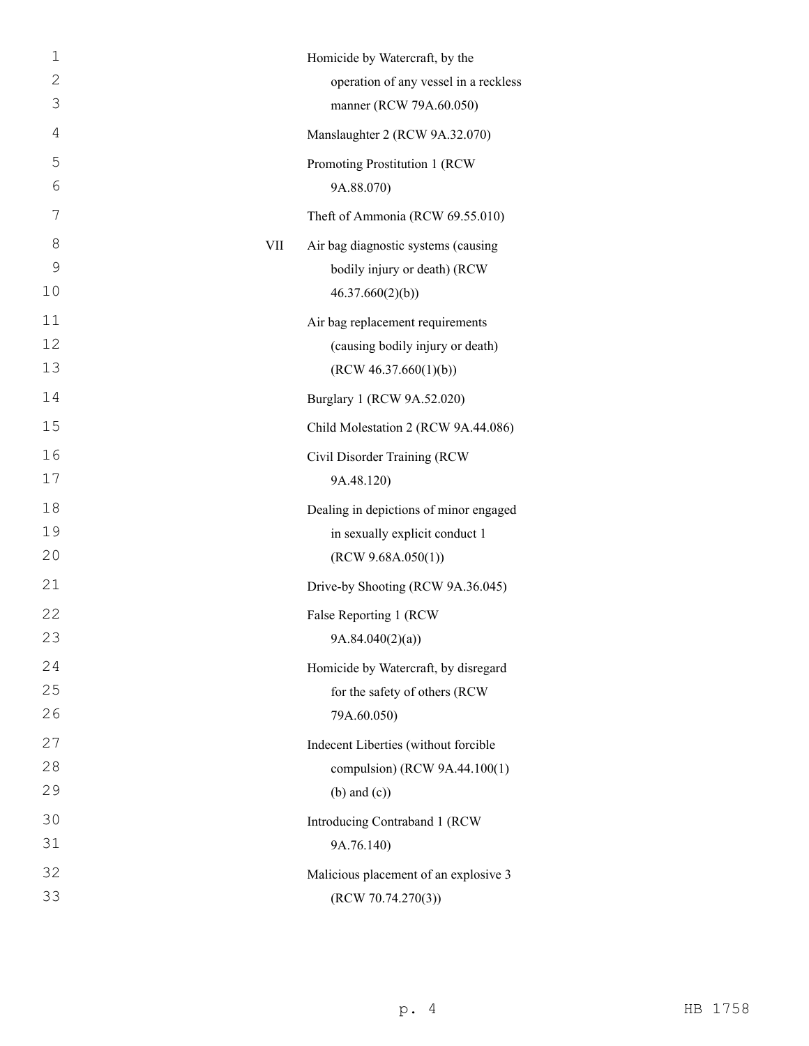| | |
|---|---|
| | Homicide by Watercraft, by the operation of any vessel in a reckless manner (RCW 79A.60.050) |
| | Manslaughter 2 (RCW 9A.32.070) |
| | Promoting Prostitution 1 (RCW 9A.88.070) |
| | Theft of Ammonia (RCW 69.55.010) |
| VII | Air bag diagnostic systems (causing bodily injury or death) (RCW 46.37.660(2)(b)) |
| | Air bag replacement requirements (causing bodily injury or death) (RCW 46.37.660(1)(b)) |
| | Burglary 1 (RCW 9A.52.020) |
| | Child Molestation 2 (RCW 9A.44.086) |
| | Civil Disorder Training (RCW 9A.48.120) |
| | Dealing in depictions of minor engaged in sexually explicit conduct 1 (RCW 9.68A.050(1)) |
| | Drive-by Shooting (RCW 9A.36.045) |
| | False Reporting 1 (RCW 9A.84.040(2)(a)) |
| | Homicide by Watercraft, by disregard for the safety of others (RCW 79A.60.050) |
| | Indecent Liberties (without forcible compulsion) (RCW 9A.44.100(1) (b) and (c)) |
| | Introducing Contraband 1 (RCW 9A.76.140) |
| | Malicious placement of an explosive 3 (RCW 70.74.270(3)) |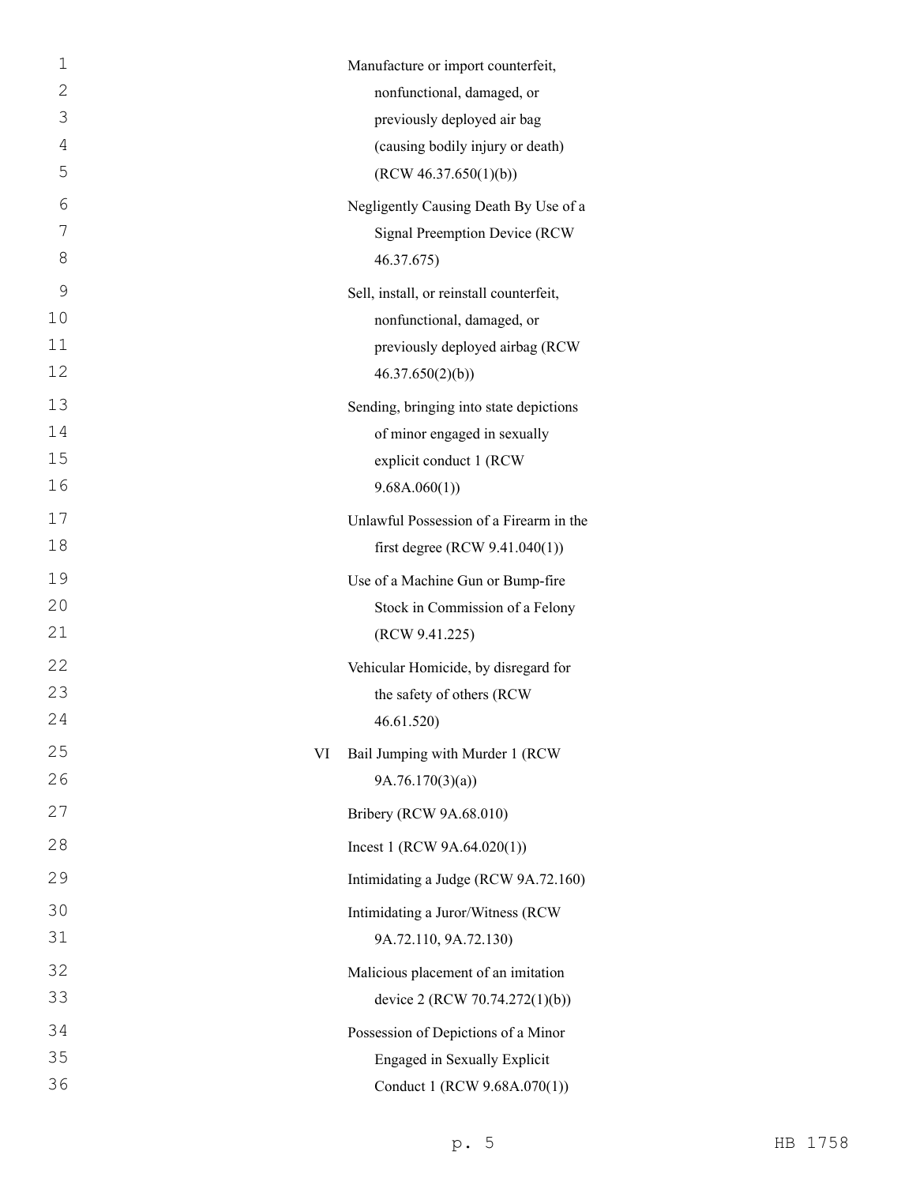Manufacture or import counterfeit, nonfunctional, damaged, or previously deployed air bag (causing bodily injury or death) (RCW 46.37.650(1)(b))

Negligently Causing Death By Use of a Signal Preemption Device (RCW 46.37.675)

Sell, install, or reinstall counterfeit, nonfunctional, damaged, or previously deployed airbag (RCW 46.37.650(2)(b))

Sending, bringing into state depictions of minor engaged in sexually explicit conduct 1 (RCW 9.68A.060(1))

Unlawful Possession of a Firearm in the first degree (RCW 9.41.040(1))

Use of a Machine Gun or Bump-fire Stock in Commission of a Felony (RCW 9.41.225)

Vehicular Homicide, by disregard for the safety of others (RCW 46.61.520)

VI Bail Jumping with Murder 1 (RCW 9A.76.170(3)(a))

Bribery (RCW 9A.68.010)

Incest 1 (RCW 9A.64.020(1))

Intimidating a Judge (RCW 9A.72.160)

Intimidating a Juror/Witness (RCW 9A.72.110, 9A.72.130)

Malicious placement of an imitation device 2 (RCW 70.74.272(1)(b))

Possession of Depictions of a Minor Engaged in Sexually Explicit Conduct 1 (RCW 9.68A.070(1))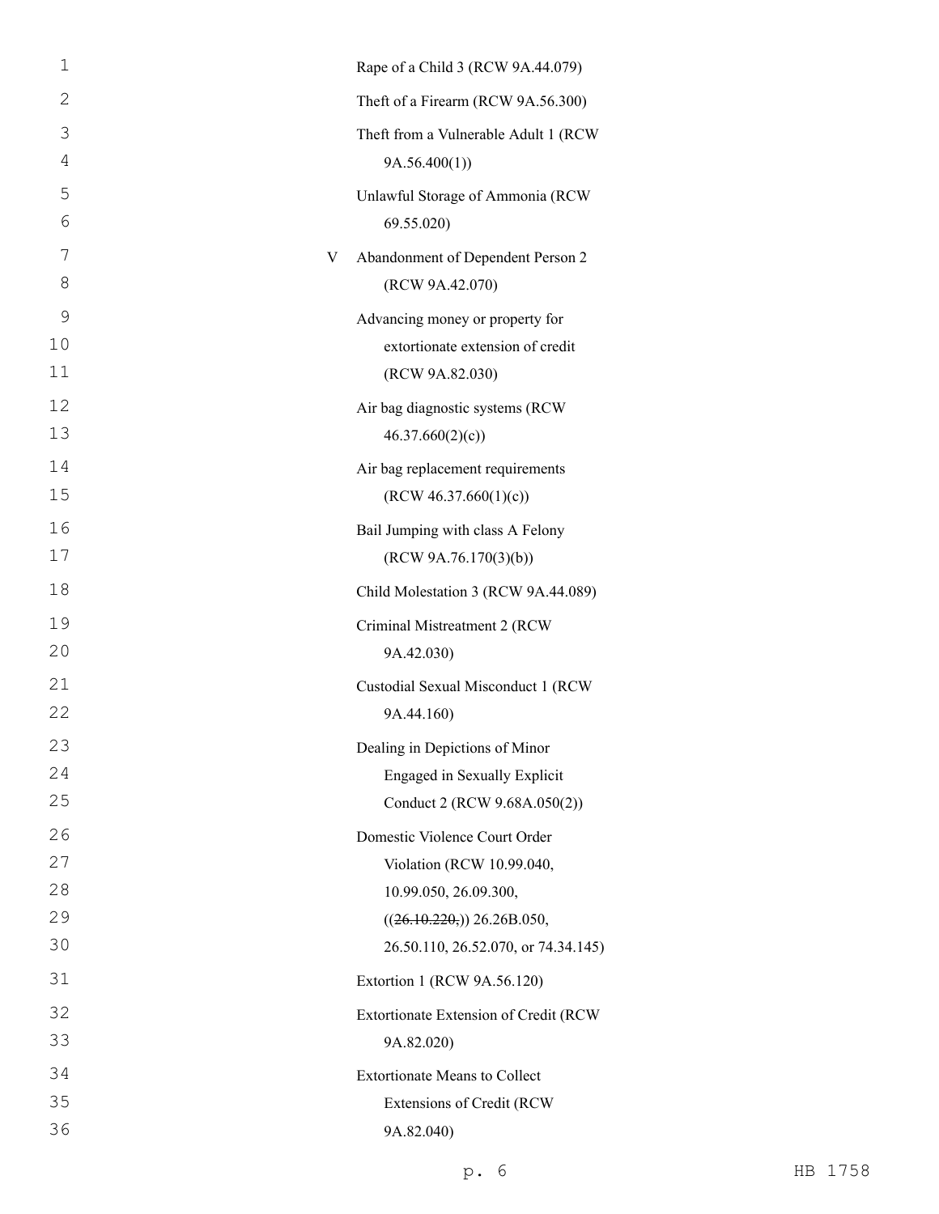| | |
|---|---|
| | Rape of a Child 3 (RCW 9A.44.079) |
| | Theft of a Firearm (RCW 9A.56.300) |
| | Theft from a Vulnerable Adult 1 (RCW 9A.56.400(1)) |
| | Unlawful Storage of Ammonia (RCW 69.55.020) |
| V | Abandonment of Dependent Person 2 (RCW 9A.42.070) |
| | Advancing money or property for extortionate extension of credit (RCW 9A.82.030) |
| | Air bag diagnostic systems (RCW 46.37.660(2)(c)) |
| | Air bag replacement requirements (RCW 46.37.660(1)(c)) |
| | Bail Jumping with class A Felony (RCW 9A.76.170(3)(b)) |
| | Child Molestation 3 (RCW 9A.44.089) |
| | Criminal Mistreatment 2 (RCW 9A.42.030) |
| | Custodial Sexual Misconduct 1 (RCW 9A.44.160) |
| | Dealing in Depictions of Minor Engaged in Sexually Explicit Conduct 2 (RCW 9.68A.050(2)) |
| | Domestic Violence Court Order Violation (RCW 10.99.040, 10.99.050, 26.09.300, ((~~26.10.220,~~)) 26.26B.050, 26.50.110, 26.52.070, or 74.34.145) |
| | Extortion 1 (RCW 9A.56.120) |
| | Extortionate Extension of Credit (RCW 9A.82.020) |
| | Extortionate Means to Collect Extensions of Credit (RCW 9A.82.040) |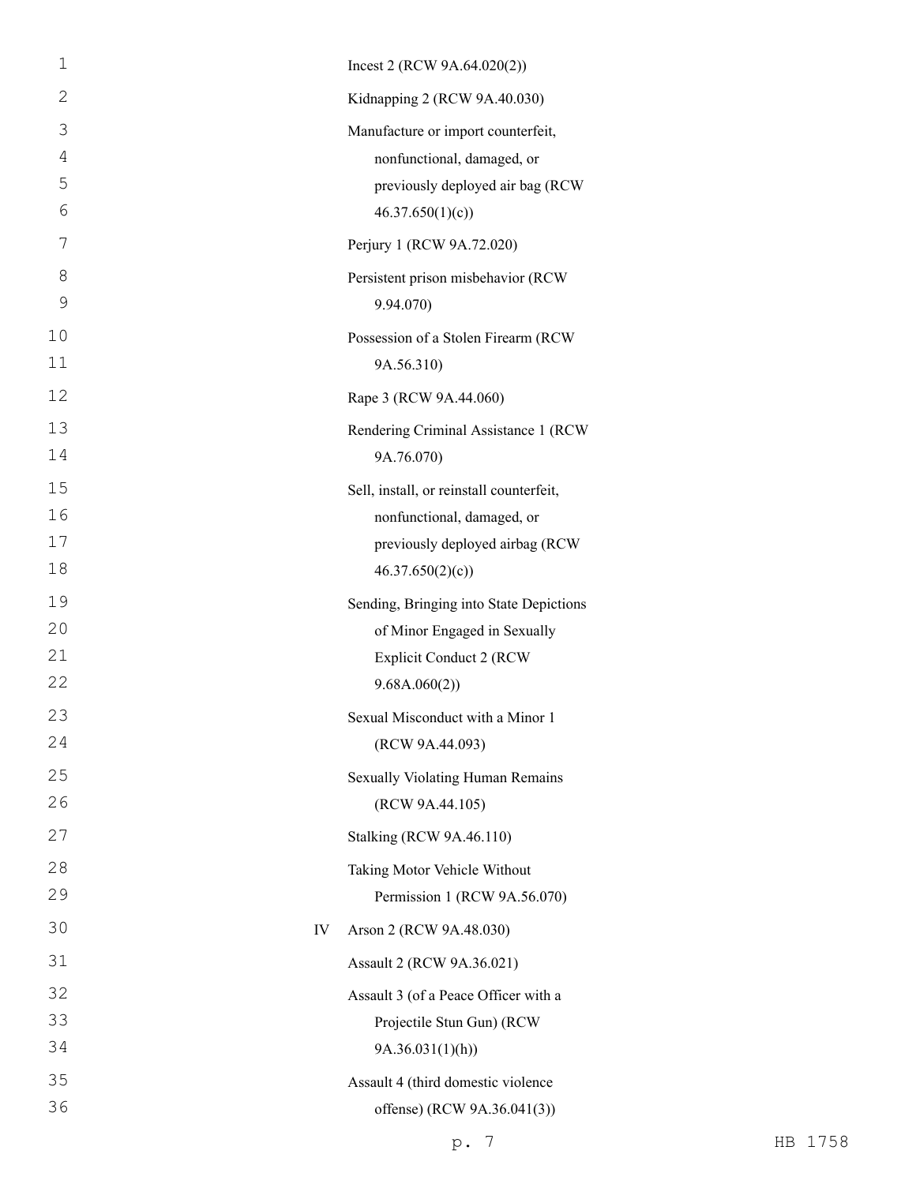| | |
|---|---|
| | Incest 2 (RCW 9A.64.020(2)) |
| | Kidnapping 2 (RCW 9A.40.030) |
| | Manufacture or import counterfeit, nonfunctional, damaged, or previously deployed air bag (RCW 46.37.650(1)(c)) |
| | Perjury 1 (RCW 9A.72.020) |
| | Persistent prison misbehavior (RCW 9.94.070) |
| | Possession of a Stolen Firearm (RCW 9A.56.310) |
| | Rape 3 (RCW 9A.44.060) |
| | Rendering Criminal Assistance 1 (RCW 9A.76.070) |
| | Sell, install, or reinstall counterfeit, nonfunctional, damaged, or previously deployed airbag (RCW 46.37.650(2)(c)) |
| | Sending, Bringing into State Depictions of Minor Engaged in Sexually Explicit Conduct 2 (RCW 9.68A.060(2)) |
| | Sexual Misconduct with a Minor 1 (RCW 9A.44.093) |
| | Sexually Violating Human Remains (RCW 9A.44.105) |
| | Stalking (RCW 9A.46.110) |
| | Taking Motor Vehicle Without Permission 1 (RCW 9A.56.070) |
| IV | Arson 2 (RCW 9A.48.030) |
| | Assault 2 (RCW 9A.36.021) |
| | Assault 3 (of a Peace Officer with a Projectile Stun Gun) (RCW 9A.36.031(1)(h)) |
| | Assault 4 (third domestic violence offense) (RCW 9A.36.041(3)) |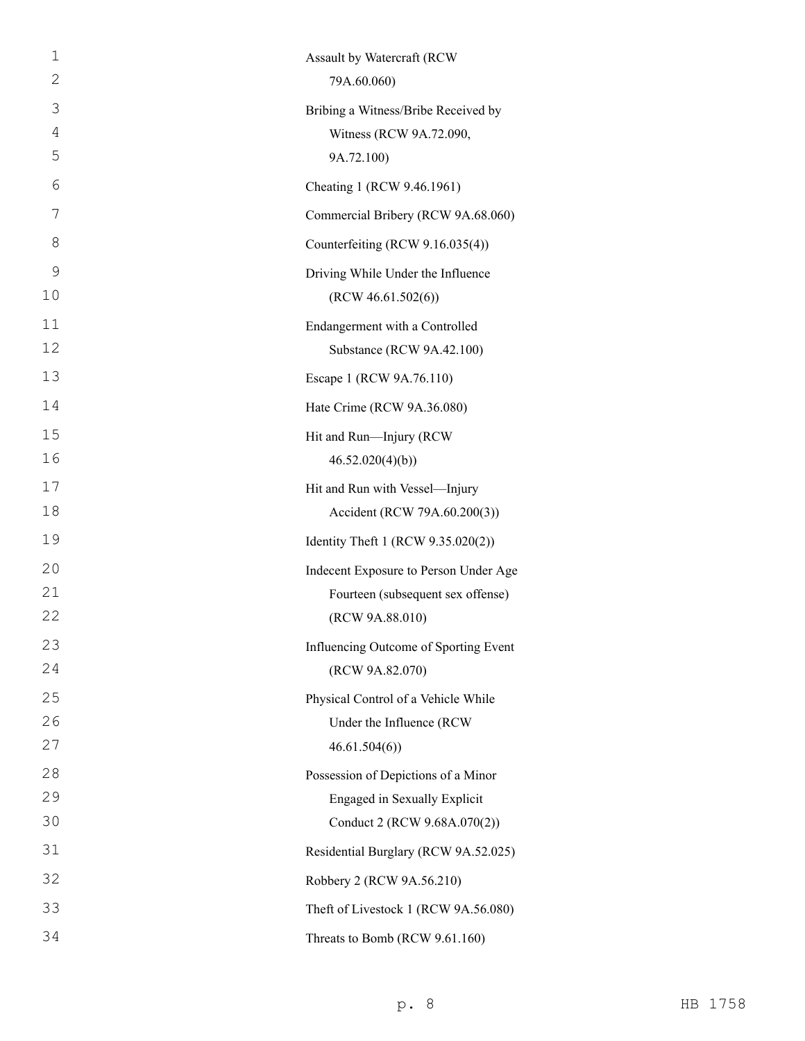Assault by Watercraft (RCW 79A.60.060)

Bribing a Witness/Bribe Received by Witness (RCW 9A.72.090, 9A.72.100)

Cheating 1 (RCW 9.46.1961)

Commercial Bribery (RCW 9A.68.060)

Counterfeiting (RCW 9.16.035(4))

Driving While Under the Influence (RCW 46.61.502(6))

Endangerment with a Controlled Substance (RCW 9A.42.100)

Escape 1 (RCW 9A.76.110)

Hate Crime (RCW 9A.36.080)

Hit and Run—Injury (RCW 46.52.020(4)(b))

Hit and Run with Vessel—Injury Accident (RCW 79A.60.200(3))

Identity Theft 1 (RCW 9.35.020(2))

Indecent Exposure to Person Under Age Fourteen (subsequent sex offense) (RCW 9A.88.010)

Influencing Outcome of Sporting Event (RCW 9A.82.070)

Physical Control of a Vehicle While Under the Influence (RCW 46.61.504(6))

Possession of Depictions of a Minor Engaged in Sexually Explicit Conduct 2 (RCW 9.68A.070(2))

Residential Burglary (RCW 9A.52.025)

Robbery 2 (RCW 9A.56.210)

Theft of Livestock 1 (RCW 9A.56.080)

Threats to Bomb (RCW 9.61.160)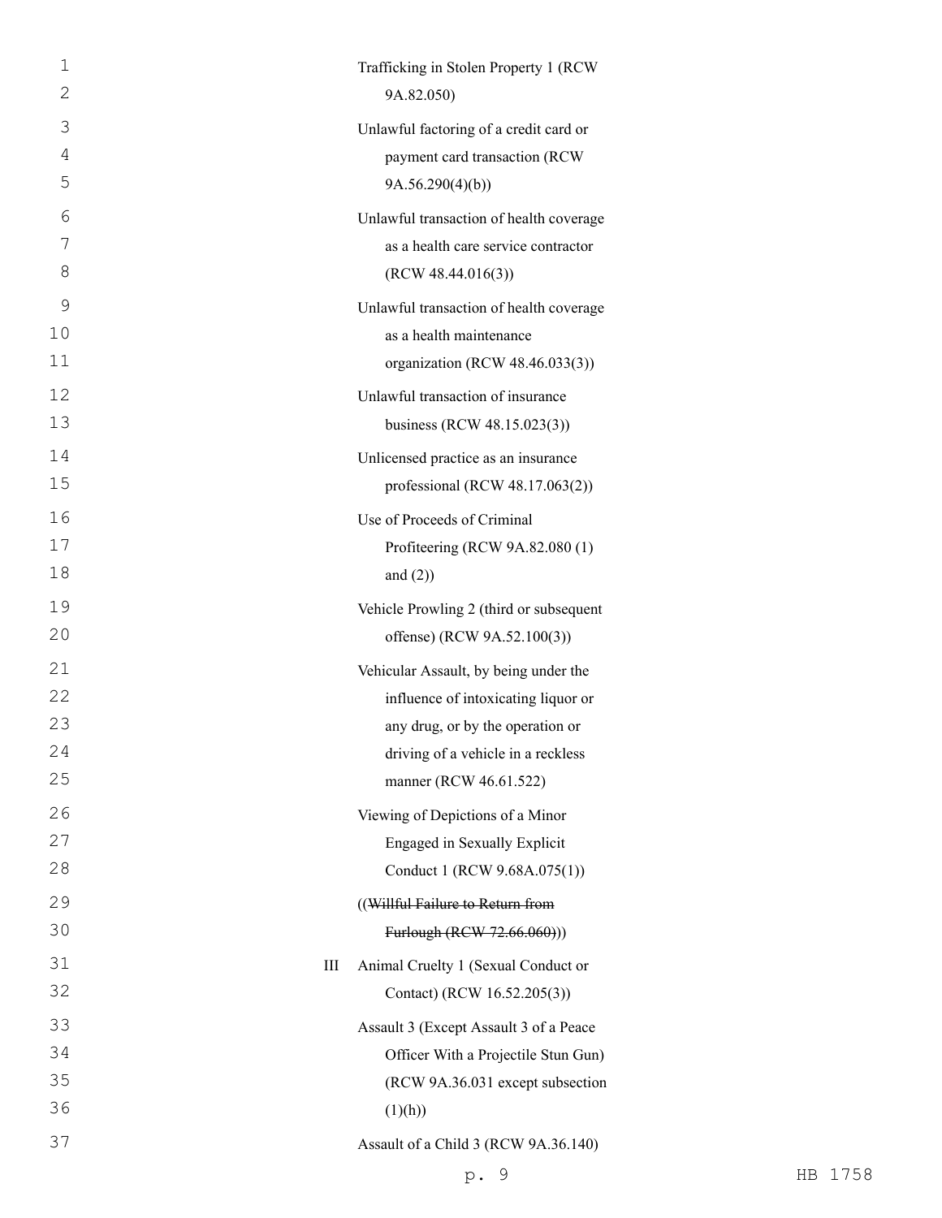Trafficking in Stolen Property 1 (RCW 9A.82.050)

Unlawful factoring of a credit card or payment card transaction (RCW 9A.56.290(4)(b))

Unlawful transaction of health coverage as a health care service contractor (RCW 48.44.016(3))

Unlawful transaction of health coverage as a health maintenance organization (RCW 48.46.033(3))

Unlawful transaction of insurance business (RCW 48.15.023(3))

Unlicensed practice as an insurance professional (RCW 48.17.063(2))

Use of Proceeds of Criminal Profiteering (RCW 9A.82.080 (1) and (2))

Vehicle Prowling 2 (third or subsequent offense) (RCW 9A.52.100(3))

Vehicular Assault, by being under the influence of intoxicating liquor or any drug, or by the operation or driving of a vehicle in a reckless manner (RCW 46.61.522)

Viewing of Depictions of a Minor Engaged in Sexually Explicit Conduct 1 (RCW 9.68A.075(1))

((~~Willful Failure to Return from Furlough (RCW 72.66.060)~~))

III Animal Cruelty 1 (Sexual Conduct or Contact) (RCW 16.52.205(3))

Assault 3 (Except Assault 3 of a Peace Officer With a Projectile Stun Gun) (RCW 9A.36.031 except subsection (1)(h))

Assault of a Child 3 (RCW 9A.36.140)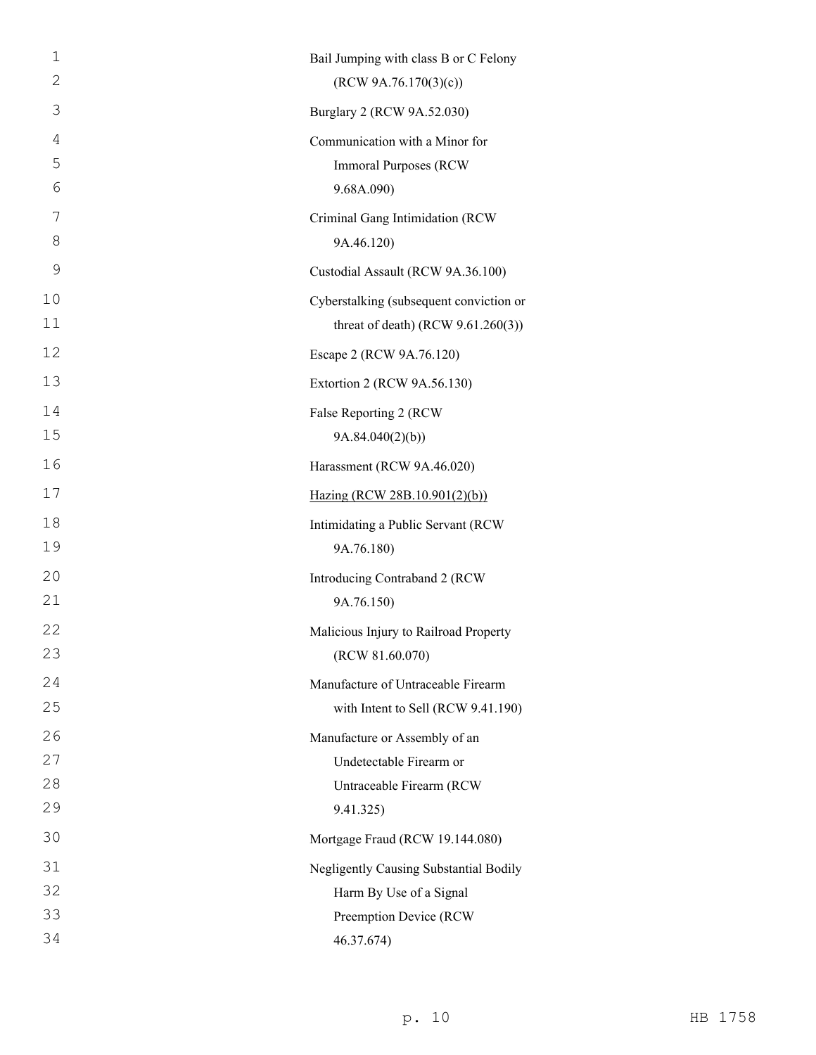Bail Jumping with class B or C Felony (RCW 9A.76.170(3)(c))

Burglary 2 (RCW 9A.52.030)

Communication with a Minor for Immoral Purposes (RCW 9.68A.090)

Criminal Gang Intimidation (RCW 9A.46.120)

Custodial Assault (RCW 9A.36.100)

Cyberstalking (subsequent conviction or threat of death) (RCW 9.61.260(3))

Escape 2 (RCW 9A.76.120)

Extortion 2 (RCW 9A.56.130)

False Reporting 2 (RCW 9A.84.040(2)(b))

Harassment (RCW 9A.46.020)

<u>Hazing (RCW 28B.10.901(2)(b))</u>

Intimidating a Public Servant (RCW 9A.76.180)

Introducing Contraband 2 (RCW 9A.76.150)

Malicious Injury to Railroad Property (RCW 81.60.070)

Manufacture of Untraceable Firearm with Intent to Sell (RCW 9.41.190)

Manufacture or Assembly of an Undetectable Firearm or Untraceable Firearm (RCW 9.41.325)

Mortgage Fraud (RCW 19.144.080)

Negligently Causing Substantial Bodily Harm By Use of a Signal Preemption Device (RCW 46.37.674)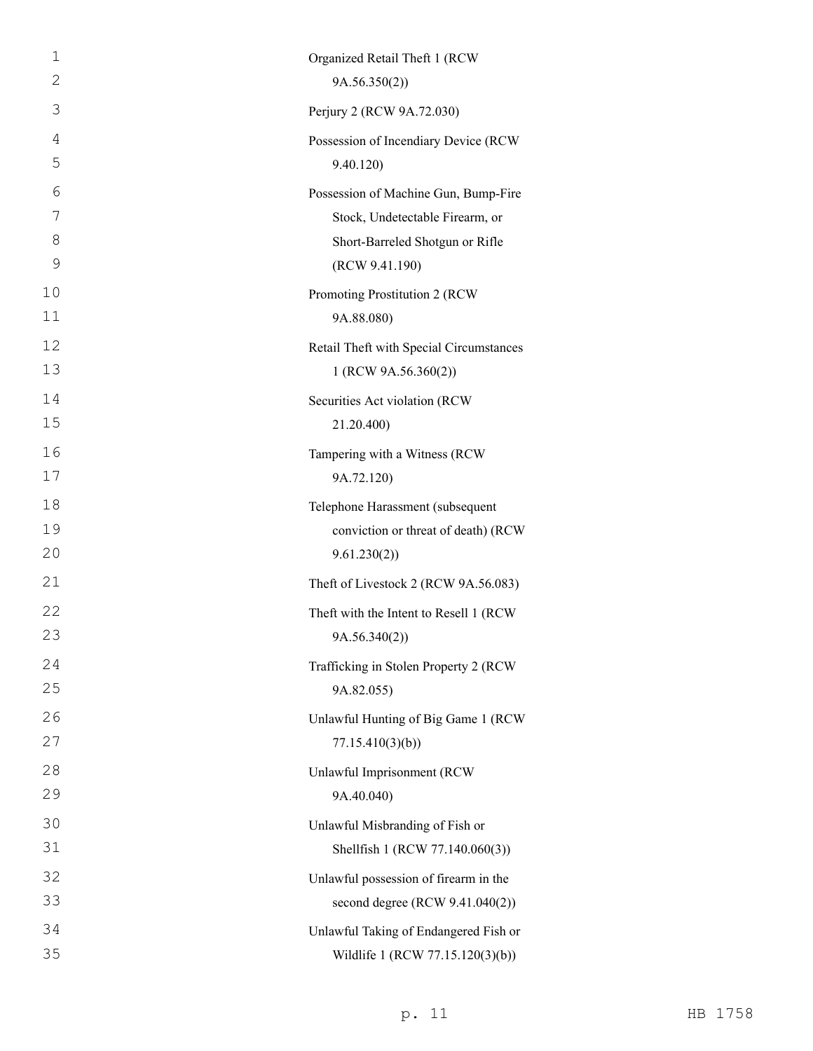Organized Retail Theft 1 (RCW 9A.56.350(2))

Perjury 2 (RCW 9A.72.030)

Possession of Incendiary Device (RCW 9.40.120)

Possession of Machine Gun, Bump-Fire Stock, Undetectable Firearm, or Short-Barreled Shotgun or Rifle (RCW 9.41.190)

Promoting Prostitution 2 (RCW 9A.88.080)

Retail Theft with Special Circumstances 1 (RCW 9A.56.360(2))

Securities Act violation (RCW 21.20.400)

Tampering with a Witness (RCW 9A.72.120)

Telephone Harassment (subsequent conviction or threat of death) (RCW 9.61.230(2))

Theft of Livestock 2 (RCW 9A.56.083)

Theft with the Intent to Resell 1 (RCW 9A.56.340(2))

Trafficking in Stolen Property 2 (RCW 9A.82.055)

Unlawful Hunting of Big Game 1 (RCW 77.15.410(3)(b))

Unlawful Imprisonment (RCW 9A.40.040)

Unlawful Misbranding of Fish or Shellfish 1 (RCW 77.140.060(3))

Unlawful possession of firearm in the second degree (RCW 9.41.040(2))

Unlawful Taking of Endangered Fish or Wildlife 1 (RCW 77.15.120(3)(b))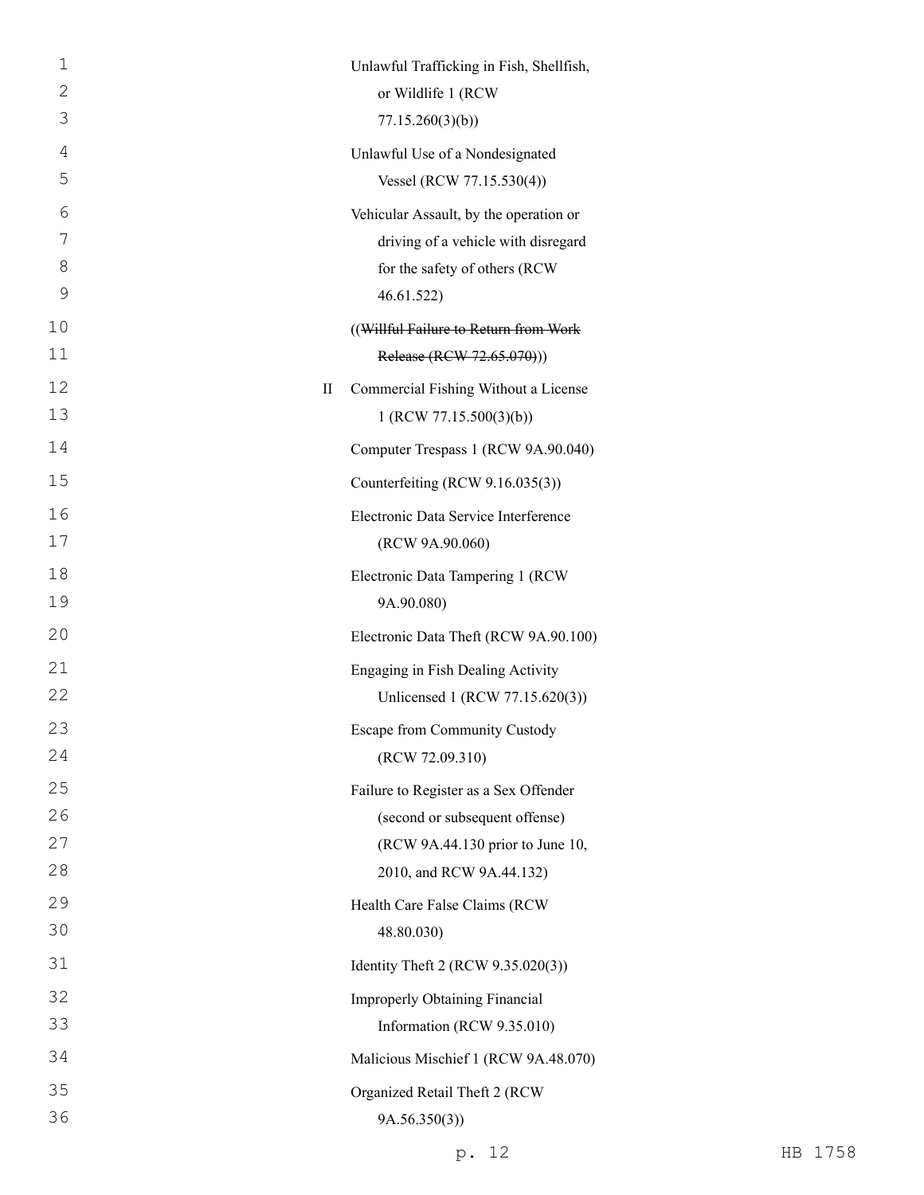Unlawful Trafficking in Fish, Shellfish, or Wildlife 1 (RCW 77.15.260(3)(b))

Unlawful Use of a Nondesignated Vessel (RCW 77.15.530(4))

Vehicular Assault, by the operation or driving of a vehicle with disregard for the safety of others (RCW 46.61.522)

((~~Willful Failure to Return from Work Release (RCW 72.65.070)~~))

II Commercial Fishing Without a License 1 (RCW 77.15.500(3)(b))

Computer Trespass 1 (RCW 9A.90.040)

Counterfeiting (RCW 9.16.035(3))

Electronic Data Service Interference (RCW 9A.90.060)

Electronic Data Tampering 1 (RCW 9A.90.080)

Electronic Data Theft (RCW 9A.90.100)

Engaging in Fish Dealing Activity Unlicensed 1 (RCW 77.15.620(3))

Escape from Community Custody (RCW 72.09.310)

Failure to Register as a Sex Offender (second or subsequent offense) (RCW 9A.44.130 prior to June 10, 2010, and RCW 9A.44.132)

Health Care False Claims (RCW 48.80.030)

Identity Theft 2 (RCW 9.35.020(3))

Improperly Obtaining Financial Information (RCW 9.35.010)

Malicious Mischief 1 (RCW 9A.48.070)

Organized Retail Theft 2 (RCW 9A.56.350(3))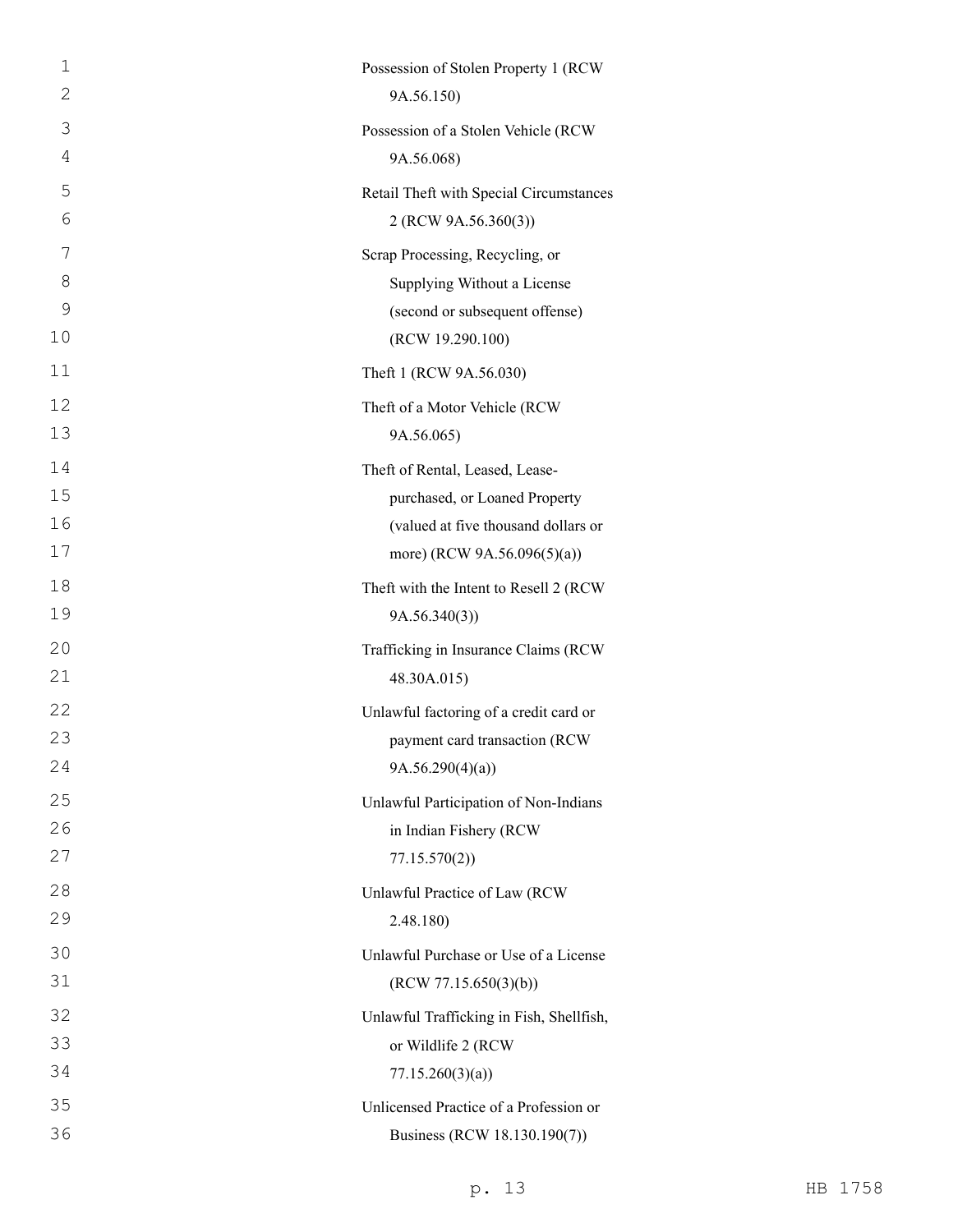Possession of Stolen Property 1 (RCW 9A.56.150)

Possession of a Stolen Vehicle (RCW 9A.56.068)

Retail Theft with Special Circumstances 2 (RCW 9A.56.360(3))

Scrap Processing, Recycling, or Supplying Without a License (second or subsequent offense) (RCW 19.290.100)

Theft 1 (RCW 9A.56.030)

Theft of a Motor Vehicle (RCW 9A.56.065)

Theft of Rental, Leased, Lease-purchased, or Loaned Property (valued at five thousand dollars or more) (RCW 9A.56.096(5)(a))

Theft with the Intent to Resell 2 (RCW 9A.56.340(3))

Trafficking in Insurance Claims (RCW 48.30A.015)

Unlawful factoring of a credit card or payment card transaction (RCW 9A.56.290(4)(a))

Unlawful Participation of Non-Indians in Indian Fishery (RCW 77.15.570(2))

Unlawful Practice of Law (RCW 2.48.180)

Unlawful Purchase or Use of a License (RCW 77.15.650(3)(b))

Unlawful Trafficking in Fish, Shellfish, or Wildlife 2 (RCW 77.15.260(3)(a))

Unlicensed Practice of a Profession or Business (RCW 18.130.190(7))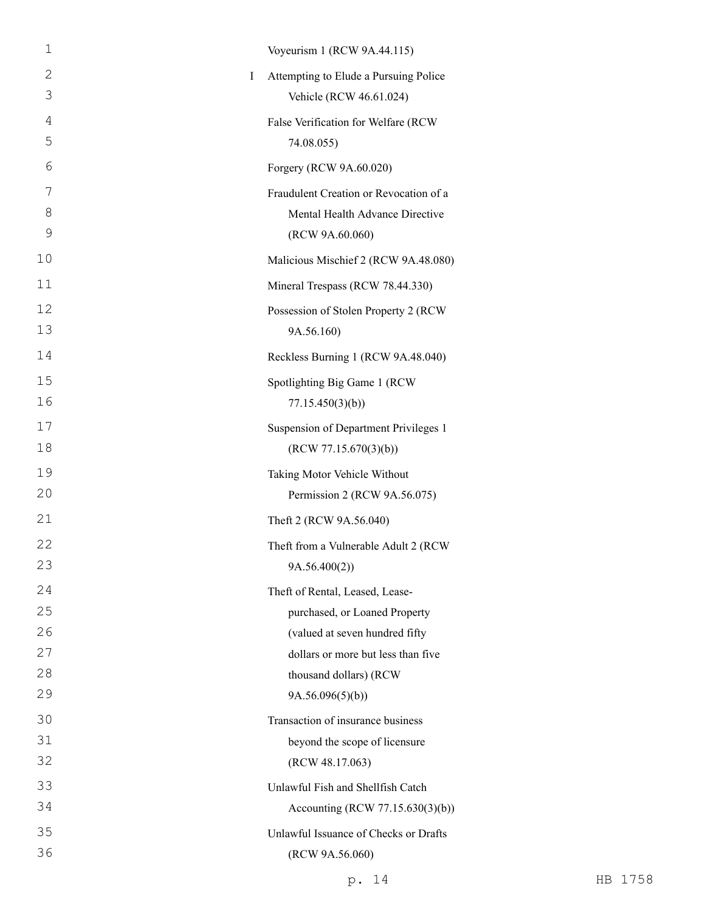Voyeurism 1 (RCW 9A.44.115)

I Attempting to Elude a Pursuing Police Vehicle (RCW 46.61.024)

False Verification for Welfare (RCW 74.08.055)

Forgery (RCW 9A.60.020)

Fraudulent Creation or Revocation of a Mental Health Advance Directive (RCW 9A.60.060)

Malicious Mischief 2 (RCW 9A.48.080)

Mineral Trespass (RCW 78.44.330)

Possession of Stolen Property 2 (RCW 9A.56.160)

Reckless Burning 1 (RCW 9A.48.040)

Spotlighting Big Game 1 (RCW 77.15.450(3)(b))

Suspension of Department Privileges 1 (RCW 77.15.670(3)(b))

Taking Motor Vehicle Without Permission 2 (RCW 9A.56.075)

Theft 2 (RCW 9A.56.040)

Theft from a Vulnerable Adult 2 (RCW 9A.56.400(2))

Theft of Rental, Leased, Lease-purchased, or Loaned Property (valued at seven hundred fifty dollars or more but less than five thousand dollars) (RCW 9A.56.096(5)(b))

Transaction of insurance business beyond the scope of licensure (RCW 48.17.063)

Unlawful Fish and Shellfish Catch Accounting (RCW 77.15.630(3)(b))

Unlawful Issuance of Checks or Drafts (RCW 9A.56.060)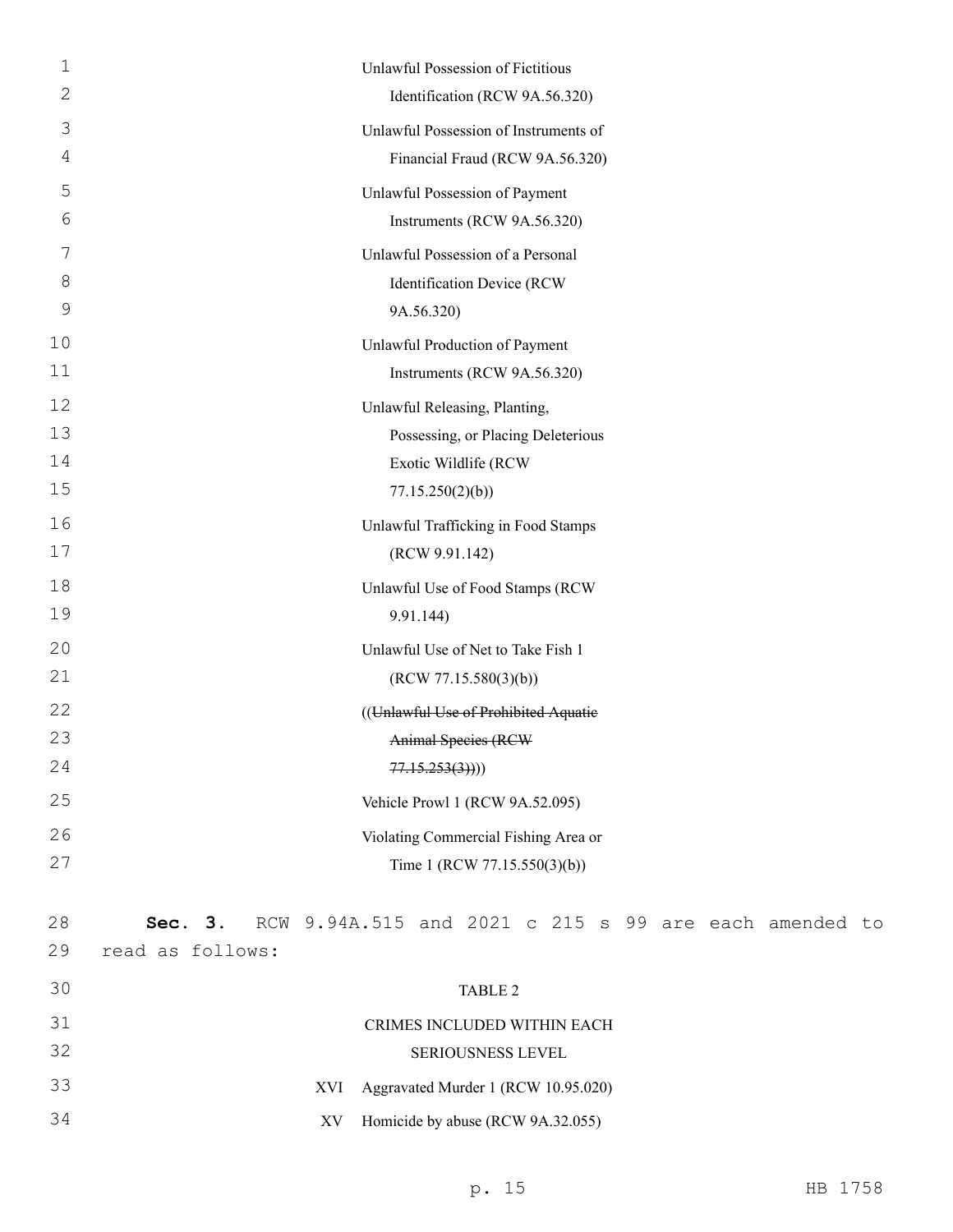Unlawful Possession of Fictitious Identification (RCW 9A.56.320)

Unlawful Possession of Instruments of Financial Fraud (RCW 9A.56.320)

Unlawful Possession of Payment Instruments (RCW 9A.56.320)

Unlawful Possession of a Personal Identification Device (RCW 9A.56.320)

Unlawful Production of Payment Instruments (RCW 9A.56.320)

Unlawful Releasing, Planting, Possessing, or Placing Deleterious Exotic Wildlife (RCW 77.15.250(2)(b))

Unlawful Trafficking in Food Stamps (RCW 9.91.142)

Unlawful Use of Food Stamps (RCW 9.91.144)

Unlawful Use of Net to Take Fish 1 (RCW 77.15.580(3)(b))

((~~Unlawful Use of Prohibited Aquatic Animal Species (RCW 77.15.253(3))~~))

Vehicle Prowl 1 (RCW 9A.52.095)

Violating Commercial Fishing Area or Time 1 (RCW 77.15.550(3)(b))

**Sec. 3.** RCW 9.94A.515 and 2021 c 215 s 99 are each amended to read as follows:

TABLE 2

CRIMES INCLUDED WITHIN EACH SERIOUSNESS LEVEL

| | |
|---|---|
| XVI | Aggravated Murder 1 (RCW 10.95.020) |
| XV | Homicide by abuse (RCW 9A.32.055) |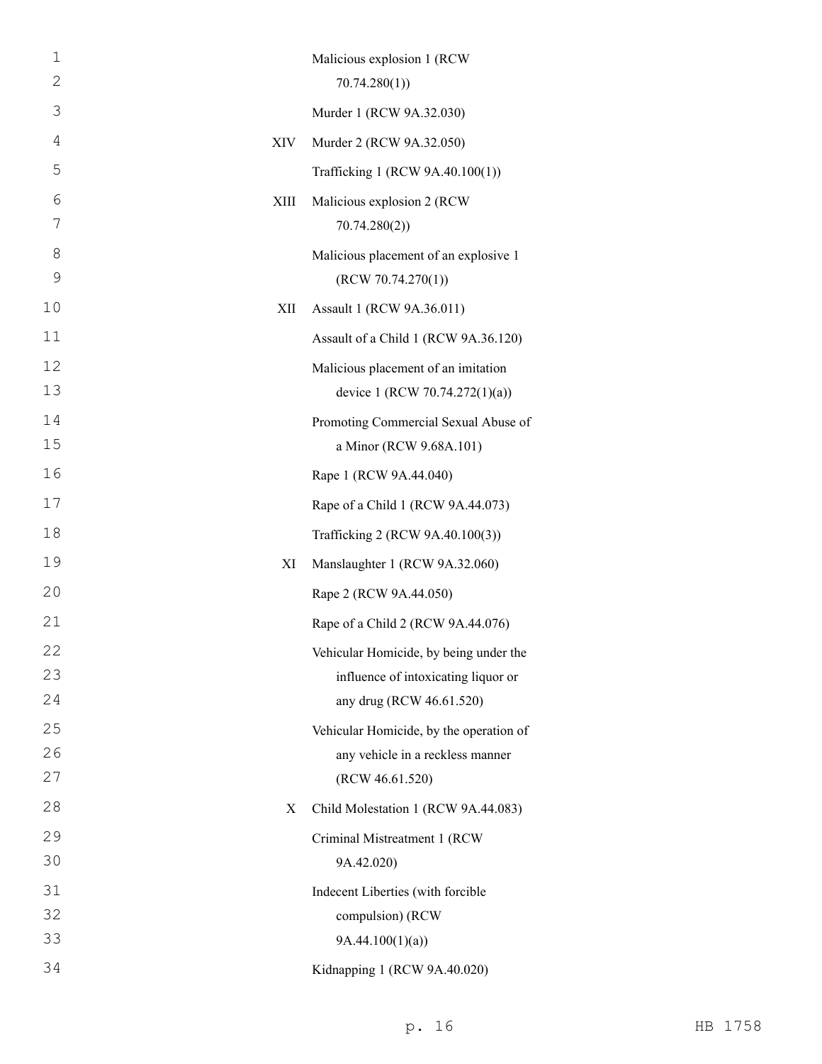| | |
|---|---|
| | Malicious explosion 1 (RCW 70.74.280(1)) |
| | Murder 1 (RCW 9A.32.030) |
| XIV | Murder 2 (RCW 9A.32.050) |
| | Trafficking 1 (RCW 9A.40.100(1)) |
| XIII | Malicious explosion 2 (RCW 70.74.280(2)) |
| | Malicious placement of an explosive 1 (RCW 70.74.270(1)) |
| XII | Assault 1 (RCW 9A.36.011) |
| | Assault of a Child 1 (RCW 9A.36.120) |
| | Malicious placement of an imitation device 1 (RCW 70.74.272(1)(a)) |
| | Promoting Commercial Sexual Abuse of a Minor (RCW 9.68A.101) |
| | Rape 1 (RCW 9A.44.040) |
| | Rape of a Child 1 (RCW 9A.44.073) |
| | Trafficking 2 (RCW 9A.40.100(3)) |
| XI | Manslaughter 1 (RCW 9A.32.060) |
| | Rape 2 (RCW 9A.44.050) |
| | Rape of a Child 2 (RCW 9A.44.076) |
| | Vehicular Homicide, by being under the influence of intoxicating liquor or any drug (RCW 46.61.520) |
| | Vehicular Homicide, by the operation of any vehicle in a reckless manner (RCW 46.61.520) |
| X | Child Molestation 1 (RCW 9A.44.083) |
| | Criminal Mistreatment 1 (RCW 9A.42.020) |
| | Indecent Liberties (with forcible compulsion) (RCW 9A.44.100(1)(a)) |
| | Kidnapping 1 (RCW 9A.40.020) |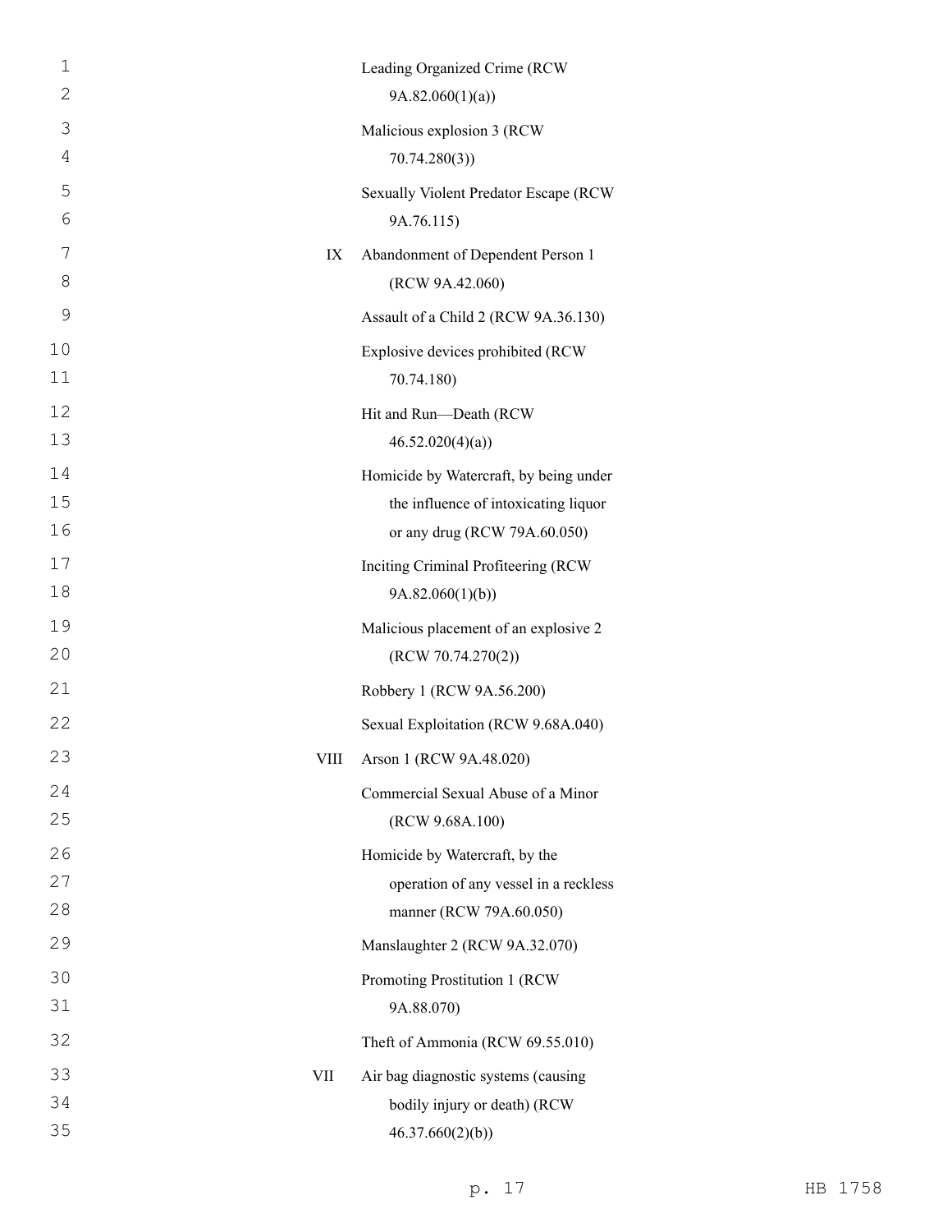| | |
|---|---|
| | Leading Organized Crime (RCW 9A.82.060(1)(a)) |
| | Malicious explosion 3 (RCW 70.74.280(3)) |
| | Sexually Violent Predator Escape (RCW 9A.76.115) |
| IX | Abandonment of Dependent Person 1 (RCW 9A.42.060) |
| | Assault of a Child 2 (RCW 9A.36.130) |
| | Explosive devices prohibited (RCW 70.74.180) |
| | Hit and Run—Death (RCW 46.52.020(4)(a)) |
| | Homicide by Watercraft, by being under the influence of intoxicating liquor or any drug (RCW 79A.60.050) |
| | Inciting Criminal Profiteering (RCW 9A.82.060(1)(b)) |
| | Malicious placement of an explosive 2 (RCW 70.74.270(2)) |
| | Robbery 1 (RCW 9A.56.200) |
| | Sexual Exploitation (RCW 9.68A.040) |
| VIII | Arson 1 (RCW 9A.48.020) |
| | Commercial Sexual Abuse of a Minor (RCW 9.68A.100) |
| | Homicide by Watercraft, by the operation of any vessel in a reckless manner (RCW 79A.60.050) |
| | Manslaughter 2 (RCW 9A.32.070) |
| | Promoting Prostitution 1 (RCW 9A.88.070) |
| | Theft of Ammonia (RCW 69.55.010) |
| VII | Air bag diagnostic systems (causing bodily injury or death) (RCW 46.37.660(2)(b)) |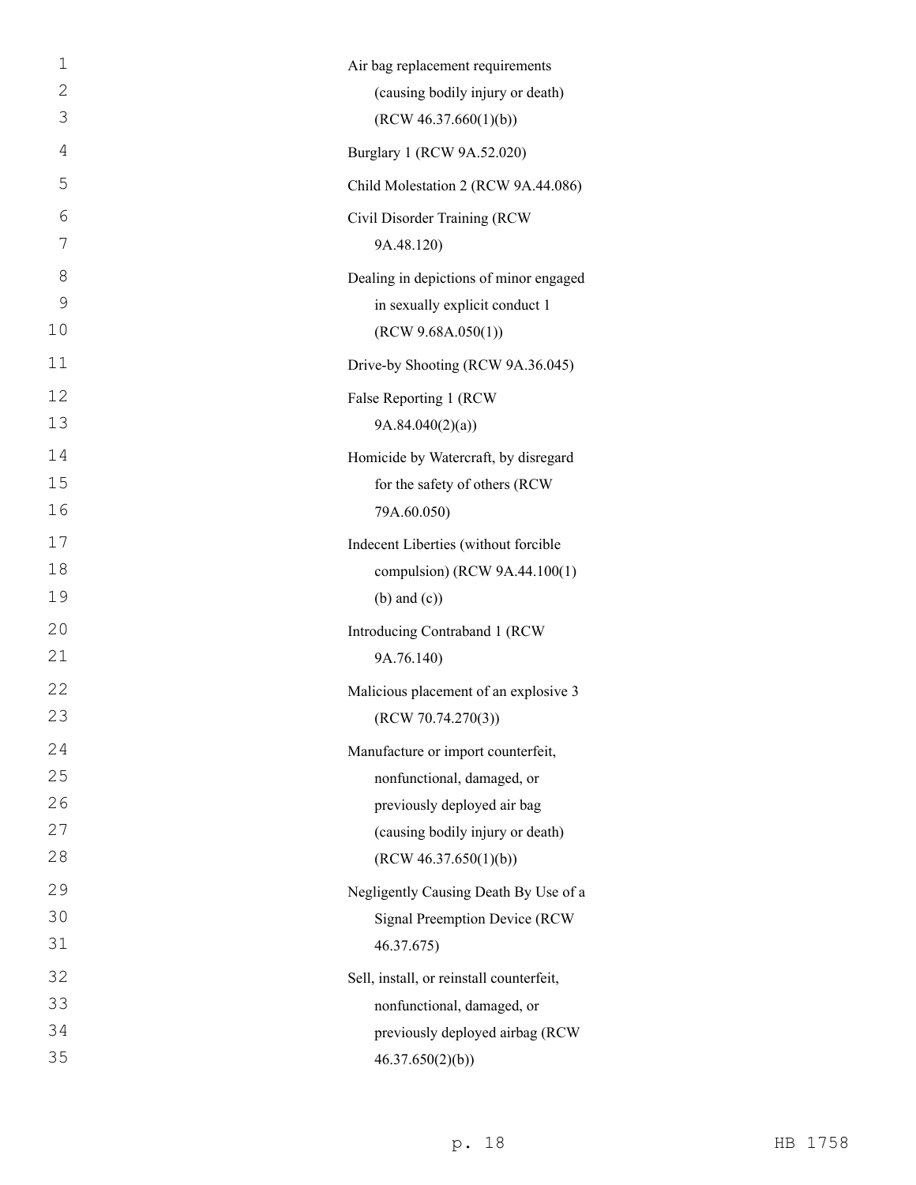Air bag replacement requirements (causing bodily injury or death) (RCW 46.37.660(1)(b))

Burglary 1 (RCW 9A.52.020)

Child Molestation 2 (RCW 9A.44.086)

Civil Disorder Training (RCW 9A.48.120)

Dealing in depictions of minor engaged in sexually explicit conduct 1 (RCW 9.68A.050(1))

Drive-by Shooting (RCW 9A.36.045)

False Reporting 1 (RCW 9A.84.040(2)(a))

Homicide by Watercraft, by disregard for the safety of others (RCW 79A.60.050)

Indecent Liberties (without forcible compulsion) (RCW 9A.44.100(1) (b) and (c))

Introducing Contraband 1 (RCW 9A.76.140)

Malicious placement of an explosive 3 (RCW 70.74.270(3))

Manufacture or import counterfeit, nonfunctional, damaged, or previously deployed air bag (causing bodily injury or death) (RCW 46.37.650(1)(b))

Negligently Causing Death By Use of a Signal Preemption Device (RCW 46.37.675)

Sell, install, or reinstall counterfeit, nonfunctional, damaged, or previously deployed airbag (RCW 46.37.650(2)(b))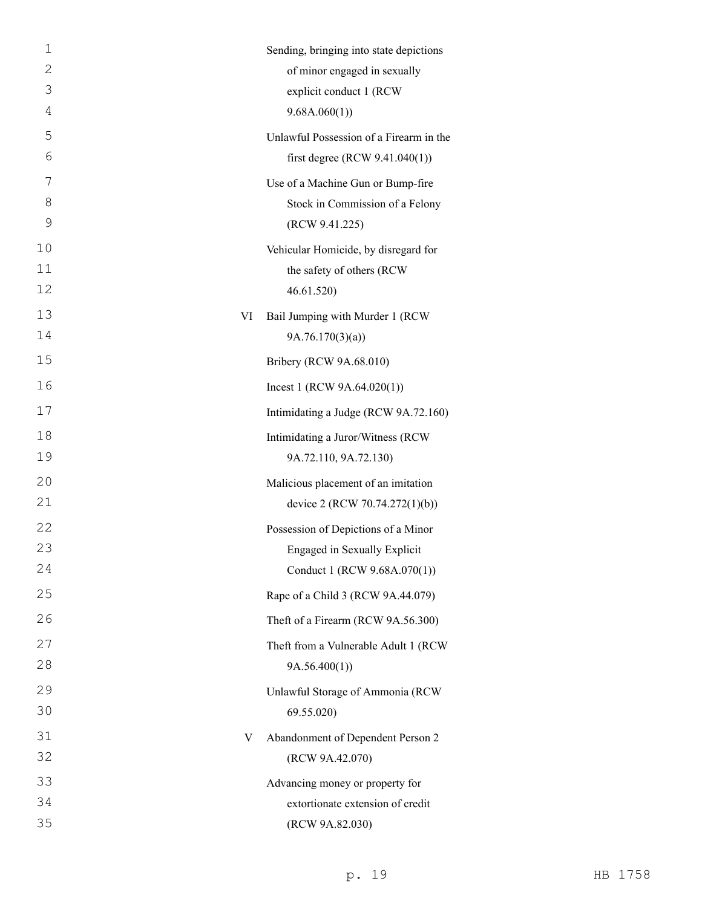| | |
|---|---|
| | Sending, bringing into state depictions of minor engaged in sexually explicit conduct 1 (RCW 9.68A.060(1)) |
| | Unlawful Possession of a Firearm in the first degree (RCW 9.41.040(1)) |
| | Use of a Machine Gun or Bump-fire Stock in Commission of a Felony (RCW 9.41.225) |
| | Vehicular Homicide, by disregard for the safety of others (RCW 46.61.520) |
| VI | Bail Jumping with Murder 1 (RCW 9A.76.170(3)(a)) |
| | Bribery (RCW 9A.68.010) |
| | Incest 1 (RCW 9A.64.020(1)) |
| | Intimidating a Judge (RCW 9A.72.160) |
| | Intimidating a Juror/Witness (RCW 9A.72.110, 9A.72.130) |
| | Malicious placement of an imitation device 2 (RCW 70.74.272(1)(b)) |
| | Possession of Depictions of a Minor Engaged in Sexually Explicit Conduct 1 (RCW 9.68A.070(1)) |
| | Rape of a Child 3 (RCW 9A.44.079) |
| | Theft of a Firearm (RCW 9A.56.300) |
| | Theft from a Vulnerable Adult 1 (RCW 9A.56.400(1)) |
| | Unlawful Storage of Ammonia (RCW 69.55.020) |
| V | Abandonment of Dependent Person 2 (RCW 9A.42.070) |
| | Advancing money or property for extortionate extension of credit (RCW 9A.82.030) |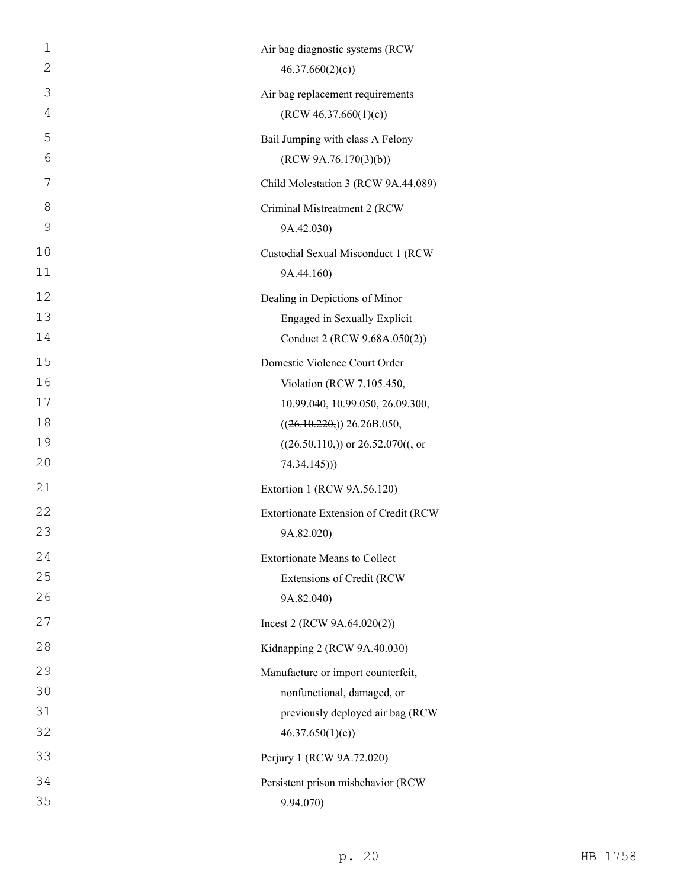Air bag diagnostic systems (RCW 46.37.660(2)(c))

Air bag replacement requirements (RCW 46.37.660(1)(c))

Bail Jumping with class A Felony (RCW 9A.76.170(3)(b))

Child Molestation 3 (RCW 9A.44.089)

Criminal Mistreatment 2 (RCW 9A.42.030)

Custodial Sexual Misconduct 1 (RCW 9A.44.160)

Dealing in Depictions of Minor Engaged in Sexually Explicit Conduct 2 (RCW 9.68A.050(2))

Domestic Violence Court Order Violation (RCW 7.105.450, 10.99.040, 10.99.050, 26.09.300, ((~~26.10.220,~~)) 26.26B.050, ((~~26.50.110,~~)) or 26.52.070((~~, or 74.34.145~~)))

Extortion 1 (RCW 9A.56.120)

Extortionate Extension of Credit (RCW 9A.82.020)

Extortionate Means to Collect Extensions of Credit (RCW 9A.82.040)

Incest 2 (RCW 9A.64.020(2))

Kidnapping 2 (RCW 9A.40.030)

Manufacture or import counterfeit, nonfunctional, damaged, or previously deployed air bag (RCW 46.37.650(1)(c))

Perjury 1 (RCW 9A.72.020)

Persistent prison misbehavior (RCW 9.94.070)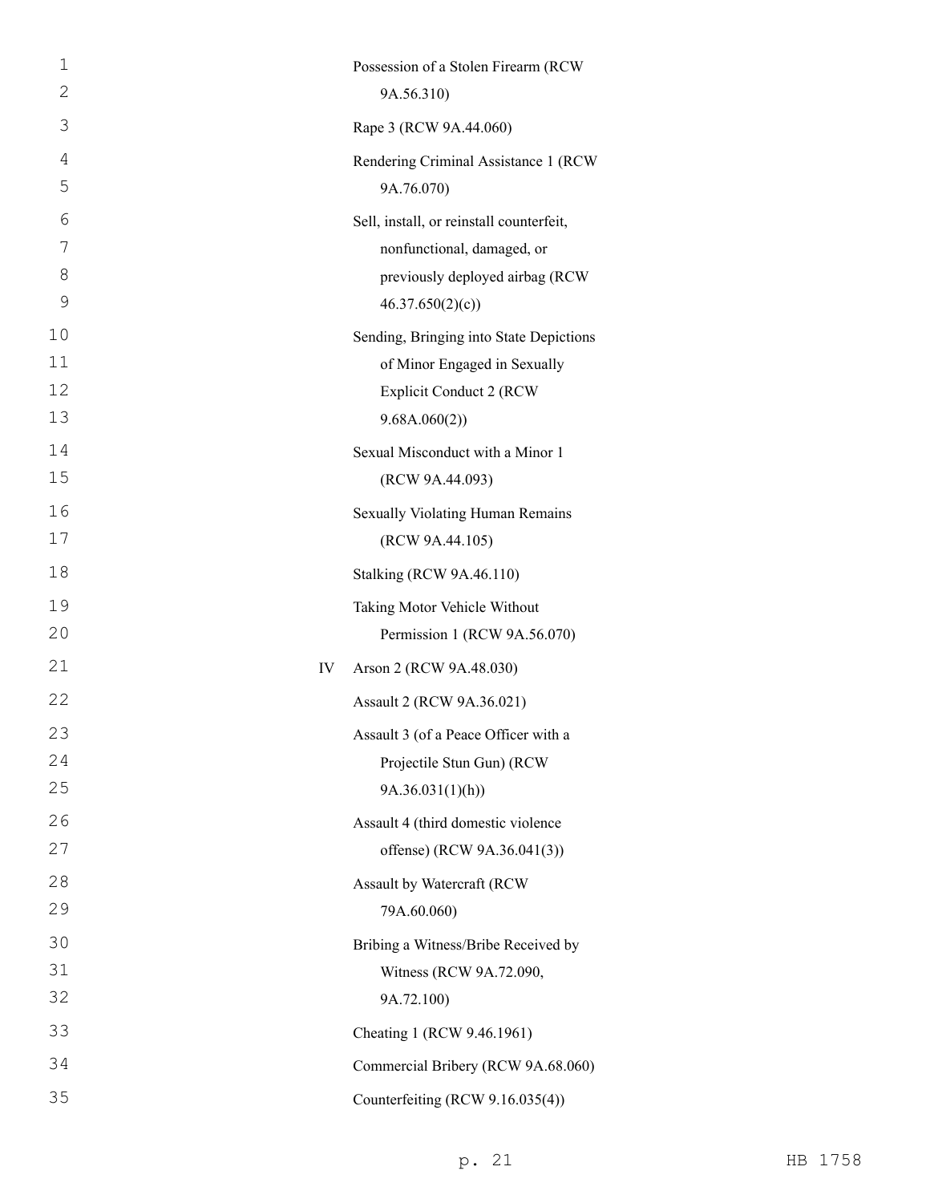| | |
|---|---|
| | Possession of a Stolen Firearm (RCW 9A.56.310) |
| | Rape 3 (RCW 9A.44.060) |
| | Rendering Criminal Assistance 1 (RCW 9A.76.070) |
| | Sell, install, or reinstall counterfeit, nonfunctional, damaged, or previously deployed airbag (RCW 46.37.650(2)(c)) |
| | Sending, Bringing into State Depictions of Minor Engaged in Sexually Explicit Conduct 2 (RCW 9.68A.060(2)) |
| | Sexual Misconduct with a Minor 1 (RCW 9A.44.093) |
| | Sexually Violating Human Remains (RCW 9A.44.105) |
| | Stalking (RCW 9A.46.110) |
| | Taking Motor Vehicle Without Permission 1 (RCW 9A.56.070) |
| IV | Arson 2 (RCW 9A.48.030) |
| | Assault 2 (RCW 9A.36.021) |
| | Assault 3 (of a Peace Officer with a Projectile Stun Gun) (RCW 9A.36.031(1)(h)) |
| | Assault 4 (third domestic violence offense) (RCW 9A.36.041(3)) |
| | Assault by Watercraft (RCW 79A.60.060) |
| | Bribing a Witness/Bribe Received by Witness (RCW 9A.72.090, 9A.72.100) |
| | Cheating 1 (RCW 9.46.1961) |
| | Commercial Bribery (RCW 9A.68.060) |
| | Counterfeiting (RCW 9.16.035(4)) |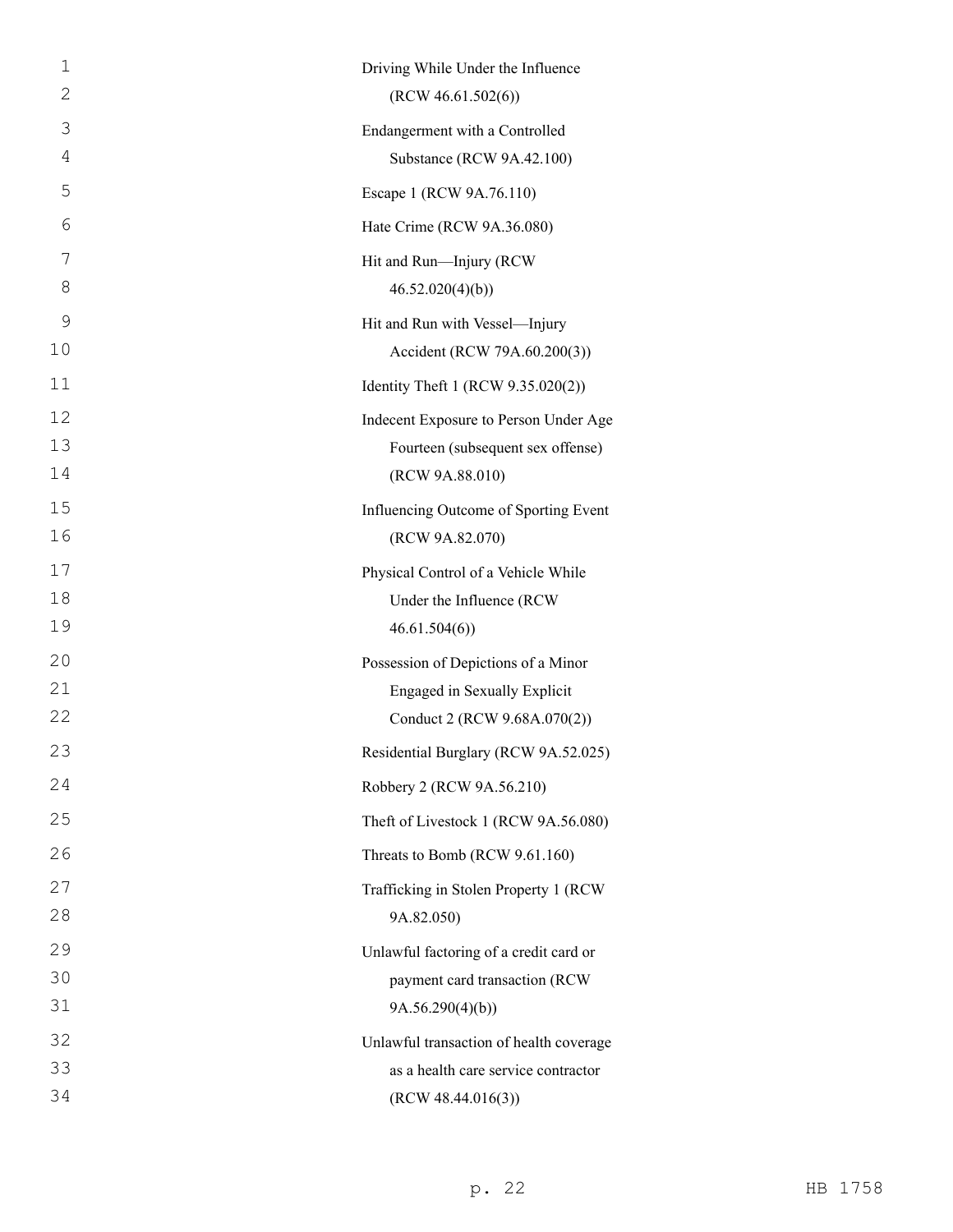Driving While Under the Influence (RCW 46.61.502(6))

Endangerment with a Controlled Substance (RCW 9A.42.100)

Escape 1 (RCW 9A.76.110)

Hate Crime (RCW 9A.36.080)

Hit and Run—Injury (RCW 46.52.020(4)(b))

Hit and Run with Vessel—Injury Accident (RCW 79A.60.200(3))

Identity Theft 1 (RCW 9.35.020(2))

Indecent Exposure to Person Under Age Fourteen (subsequent sex offense) (RCW 9A.88.010)

Influencing Outcome of Sporting Event (RCW 9A.82.070)

Physical Control of a Vehicle While Under the Influence (RCW 46.61.504(6))

Possession of Depictions of a Minor Engaged in Sexually Explicit Conduct 2 (RCW 9.68A.070(2))

Residential Burglary (RCW 9A.52.025)

Robbery 2 (RCW 9A.56.210)

Theft of Livestock 1 (RCW 9A.56.080)

Threats to Bomb (RCW 9.61.160)

Trafficking in Stolen Property 1 (RCW 9A.82.050)

Unlawful factoring of a credit card or payment card transaction (RCW 9A.56.290(4)(b))

Unlawful transaction of health coverage as a health care service contractor (RCW 48.44.016(3))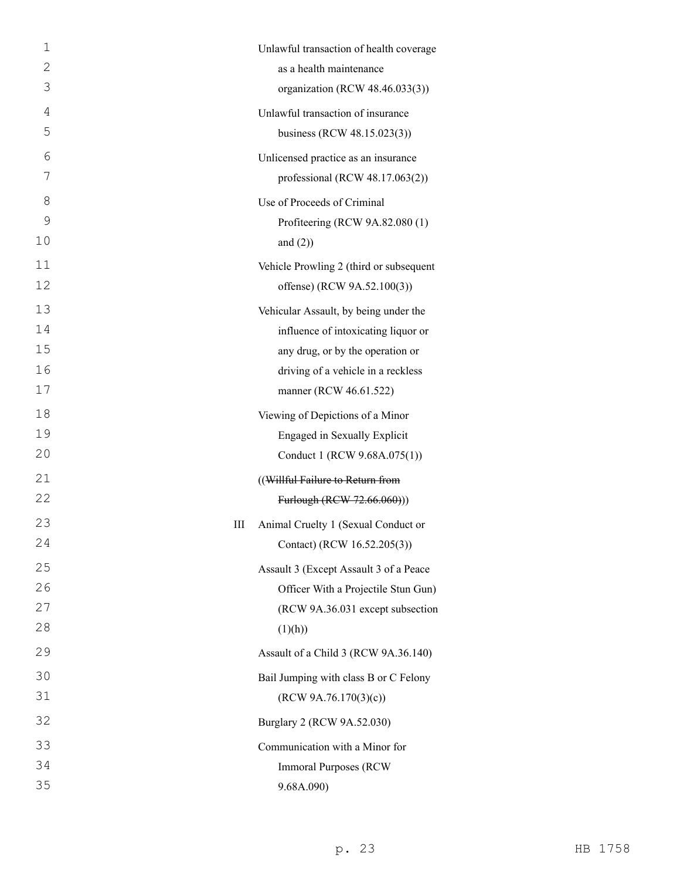Unlawful transaction of health coverage as a health maintenance organization (RCW 48.46.033(3))

Unlawful transaction of insurance business (RCW 48.15.023(3))

Unlicensed practice as an insurance professional (RCW 48.17.063(2))

Use of Proceeds of Criminal Profiteering (RCW 9A.82.080 (1) and (2))

Vehicle Prowling 2 (third or subsequent offense) (RCW 9A.52.100(3))

Vehicular Assault, by being under the influence of intoxicating liquor or any drug, or by the operation or driving of a vehicle in a reckless manner (RCW 46.61.522)

Viewing of Depictions of a Minor Engaged in Sexually Explicit Conduct 1 (RCW 9.68A.075(1))

((~~Willful Failure to Return from Furlough (RCW 72.66.060)~~))

III Animal Cruelty 1 (Sexual Conduct or Contact) (RCW 16.52.205(3))

Assault 3 (Except Assault 3 of a Peace Officer With a Projectile Stun Gun) (RCW 9A.36.031 except subsection (1)(h))

Assault of a Child 3 (RCW 9A.36.140)

Bail Jumping with class B or C Felony (RCW 9A.76.170(3)(c))

Burglary 2 (RCW 9A.52.030)

Communication with a Minor for Immoral Purposes (RCW 9.68A.090)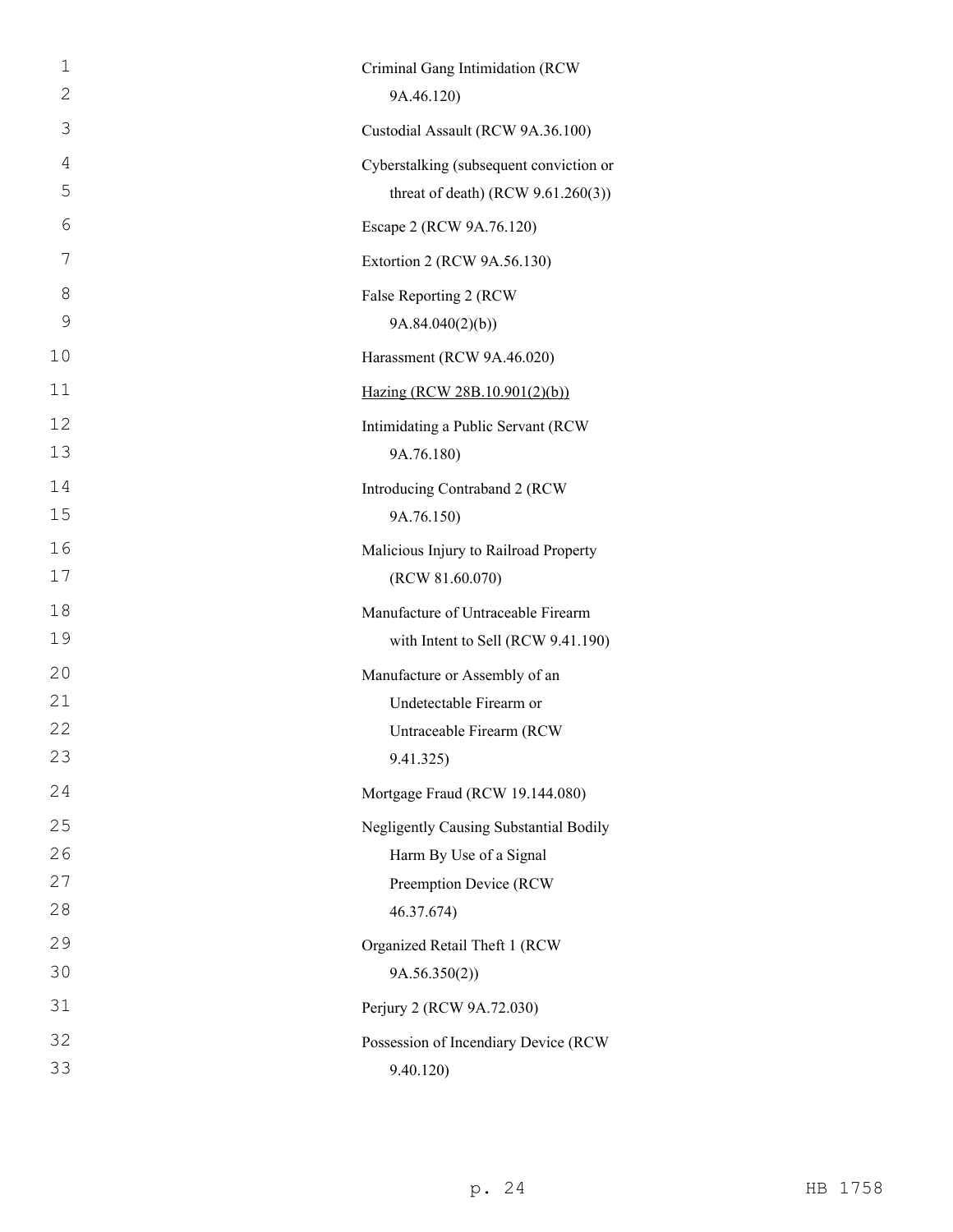Criminal Gang Intimidation (RCW 9A.46.120)

Custodial Assault (RCW 9A.36.100)

Cyberstalking (subsequent conviction or threat of death) (RCW 9.61.260(3))

Escape 2 (RCW 9A.76.120)

Extortion 2 (RCW 9A.56.130)

False Reporting 2 (RCW 9A.84.040(2)(b))

Harassment (RCW 9A.46.020)

<u>Hazing (RCW 28B.10.901(2)(b))</u>

Intimidating a Public Servant (RCW 9A.76.180)

Introducing Contraband 2 (RCW 9A.76.150)

Malicious Injury to Railroad Property (RCW 81.60.070)

Manufacture of Untraceable Firearm with Intent to Sell (RCW 9.41.190)

Manufacture or Assembly of an Undetectable Firearm or Untraceable Firearm (RCW 9.41.325)

Mortgage Fraud (RCW 19.144.080)

Negligently Causing Substantial Bodily Harm By Use of a Signal Preemption Device (RCW 46.37.674)

Organized Retail Theft 1 (RCW 9A.56.350(2))

Perjury 2 (RCW 9A.72.030)

Possession of Incendiary Device (RCW 9.40.120)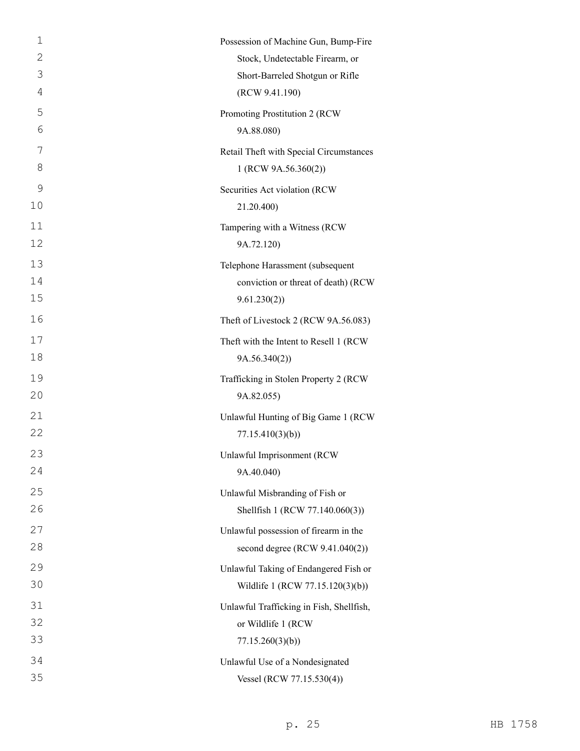Possession of Machine Gun, Bump-Fire Stock, Undetectable Firearm, or Short-Barreled Shotgun or Rifle (RCW 9.41.190)

Promoting Prostitution 2 (RCW 9A.88.080)

Retail Theft with Special Circumstances 1 (RCW 9A.56.360(2))

Securities Act violation (RCW 21.20.400)

Tampering with a Witness (RCW 9A.72.120)

Telephone Harassment (subsequent conviction or threat of death) (RCW 9.61.230(2))

Theft of Livestock 2 (RCW 9A.56.083)

Theft with the Intent to Resell 1 (RCW 9A.56.340(2))

Trafficking in Stolen Property 2 (RCW 9A.82.055)

Unlawful Hunting of Big Game 1 (RCW 77.15.410(3)(b))

Unlawful Imprisonment (RCW 9A.40.040)

Unlawful Misbranding of Fish or Shellfish 1 (RCW 77.140.060(3))

Unlawful possession of firearm in the second degree (RCW 9.41.040(2))

Unlawful Taking of Endangered Fish or Wildlife 1 (RCW 77.15.120(3)(b))

Unlawful Trafficking in Fish, Shellfish, or Wildlife 1 (RCW 77.15.260(3)(b))

Unlawful Use of a Nondesignated Vessel (RCW 77.15.530(4))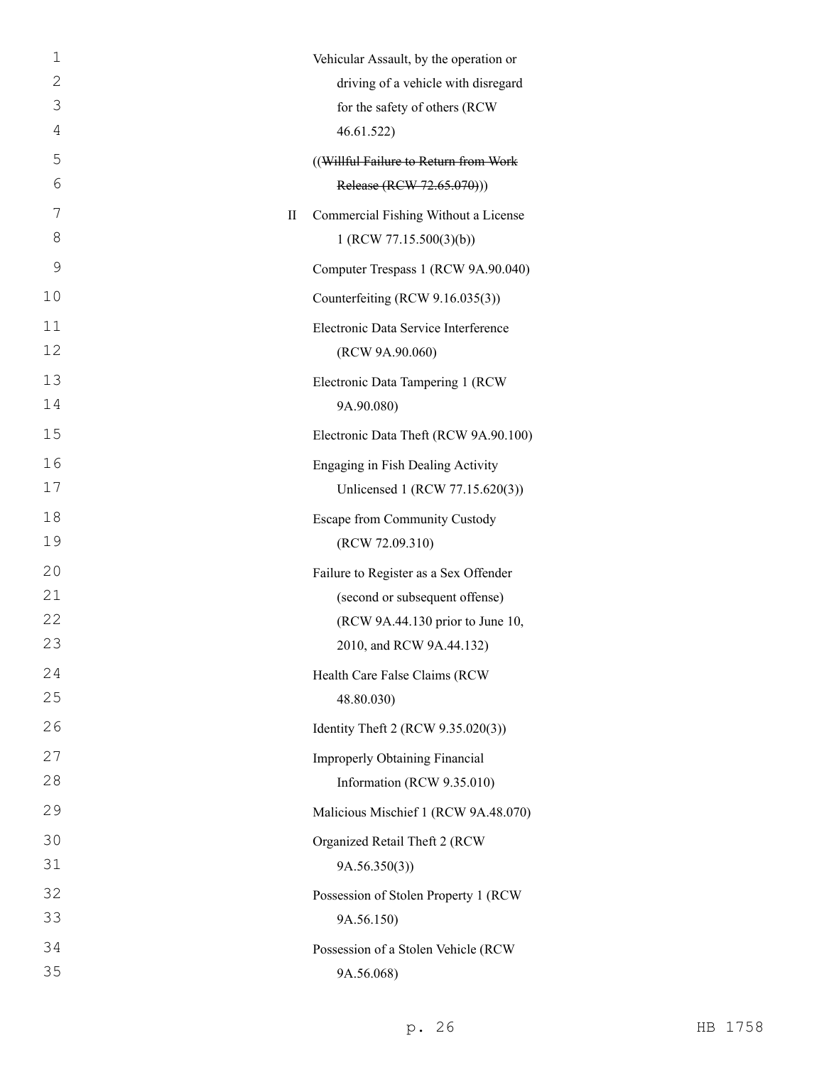Vehicular Assault, by the operation or driving of a vehicle with disregard for the safety of others (RCW 46.61.522)

((~~Willful Failure to Return from Work Release (RCW 72.65.070)~~))

| | |
|---|---|
| II | Commercial Fishing Without a License 1 (RCW 77.15.500(3)(b)) |
| | Computer Trespass 1 (RCW 9A.90.040) |
| | Counterfeiting (RCW 9.16.035(3)) |
| | Electronic Data Service Interference (RCW 9A.90.060) |
| | Electronic Data Tampering 1 (RCW 9A.90.080) |
| | Electronic Data Theft (RCW 9A.90.100) |
| | Engaging in Fish Dealing Activity Unlicensed 1 (RCW 77.15.620(3)) |
| | Escape from Community Custody (RCW 72.09.310) |
| | Failure to Register as a Sex Offender (second or subsequent offense) (RCW 9A.44.130 prior to June 10, 2010, and RCW 9A.44.132) |
| | Health Care False Claims (RCW 48.80.030) |
| | Identity Theft 2 (RCW 9.35.020(3)) |
| | Improperly Obtaining Financial Information (RCW 9.35.010) |
| | Malicious Mischief 1 (RCW 9A.48.070) |
| | Organized Retail Theft 2 (RCW 9A.56.350(3)) |
| | Possession of Stolen Property 1 (RCW 9A.56.150) |
| | Possession of a Stolen Vehicle (RCW 9A.56.068) |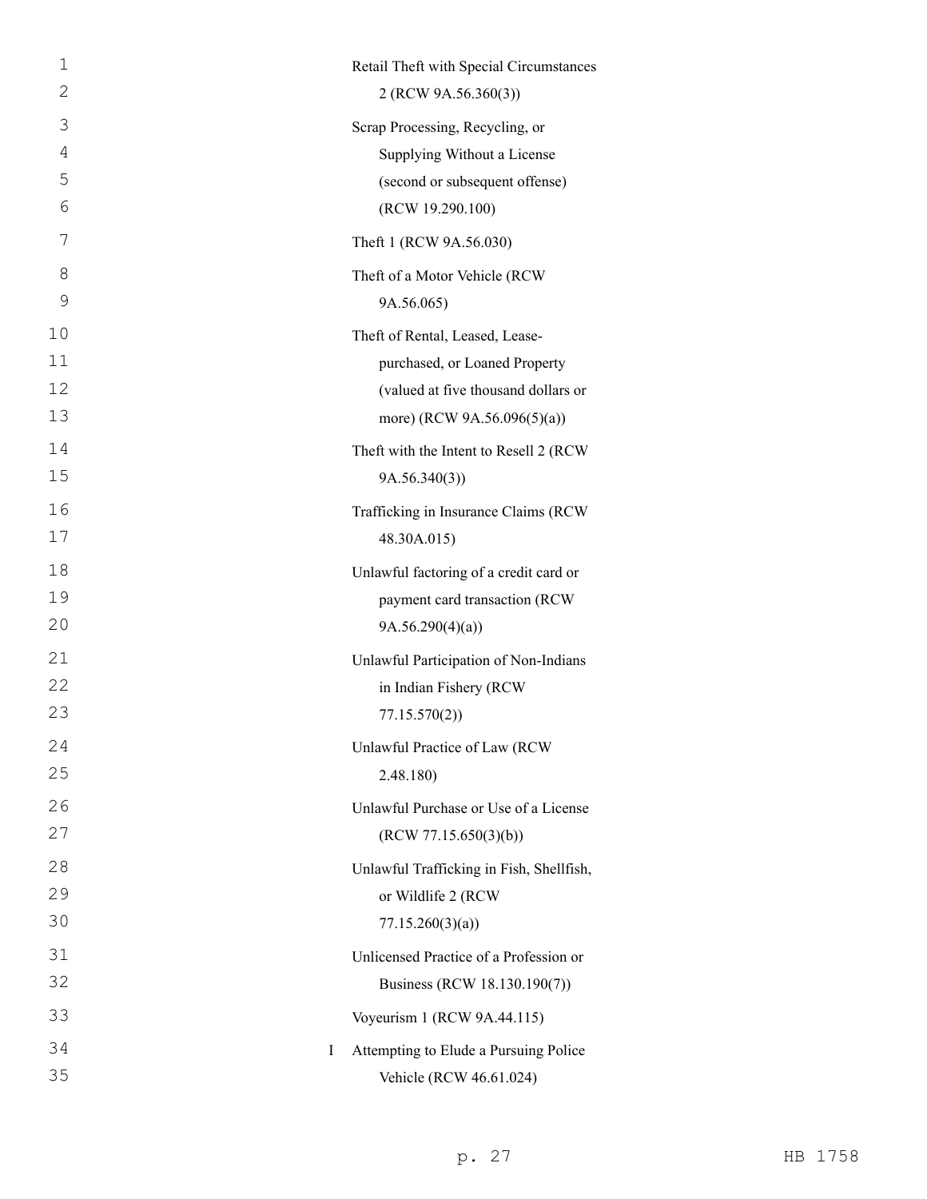Retail Theft with Special Circumstances 2 (RCW 9A.56.360(3))

Scrap Processing, Recycling, or Supplying Without a License (second or subsequent offense) (RCW 19.290.100)

Theft 1 (RCW 9A.56.030)

Theft of a Motor Vehicle (RCW 9A.56.065)

Theft of Rental, Leased, Lease-purchased, or Loaned Property (valued at five thousand dollars or more) (RCW 9A.56.096(5)(a))

Theft with the Intent to Resell 2 (RCW 9A.56.340(3))

Trafficking in Insurance Claims (RCW 48.30A.015)

Unlawful factoring of a credit card or payment card transaction (RCW 9A.56.290(4)(a))

Unlawful Participation of Non-Indians in Indian Fishery (RCW 77.15.570(2))

Unlawful Practice of Law (RCW 2.48.180)

Unlawful Purchase or Use of a License (RCW 77.15.650(3)(b))

Unlawful Trafficking in Fish, Shellfish, or Wildlife 2 (RCW 77.15.260(3)(a))

Unlicensed Practice of a Profession or Business (RCW 18.130.190(7))

Voyeurism 1 (RCW 9A.44.115)

I Attempting to Elude a Pursuing Police Vehicle (RCW 46.61.024)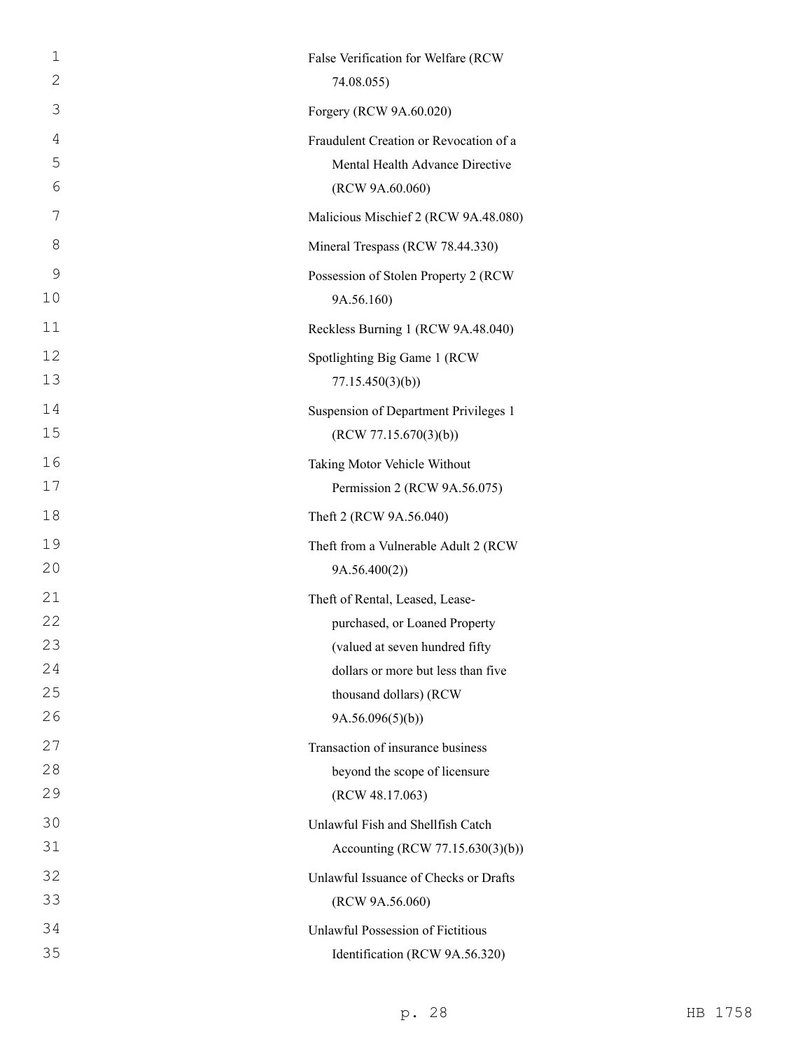False Verification for Welfare (RCW 74.08.055)

Forgery (RCW 9A.60.020)

Fraudulent Creation or Revocation of a Mental Health Advance Directive (RCW 9A.60.060)

Malicious Mischief 2 (RCW 9A.48.080)

Mineral Trespass (RCW 78.44.330)

Possession of Stolen Property 2 (RCW 9A.56.160)

Reckless Burning 1 (RCW 9A.48.040)

Spotlighting Big Game 1 (RCW 77.15.450(3)(b))

Suspension of Department Privileges 1 (RCW 77.15.670(3)(b))

Taking Motor Vehicle Without Permission 2 (RCW 9A.56.075)

Theft 2 (RCW 9A.56.040)

Theft from a Vulnerable Adult 2 (RCW 9A.56.400(2))

Theft of Rental, Leased, Lease-purchased, or Loaned Property (valued at seven hundred fifty dollars or more but less than five thousand dollars) (RCW 9A.56.096(5)(b))

Transaction of insurance business beyond the scope of licensure (RCW 48.17.063)

Unlawful Fish and Shellfish Catch Accounting (RCW 77.15.630(3)(b))

Unlawful Issuance of Checks or Drafts (RCW 9A.56.060)

Unlawful Possession of Fictitious Identification (RCW 9A.56.320)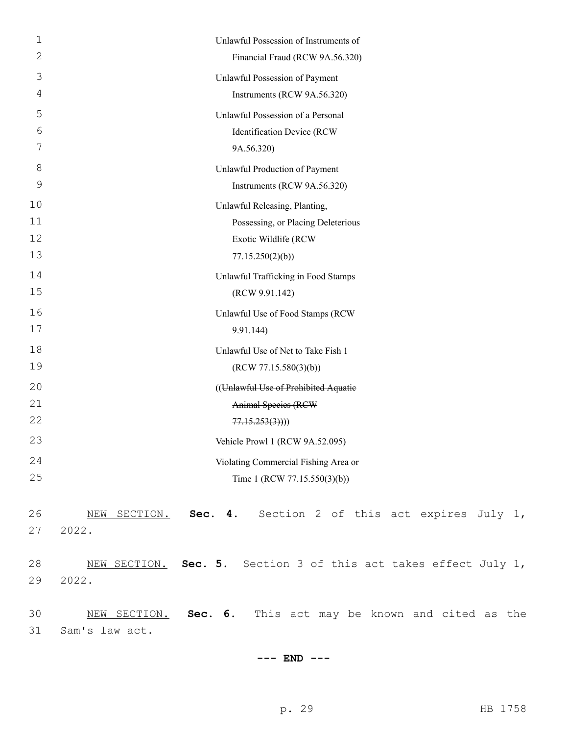Unlawful Possession of Instruments of Financial Fraud (RCW 9A.56.320)

Unlawful Possession of Payment Instruments (RCW 9A.56.320)

Unlawful Possession of a Personal Identification Device (RCW 9A.56.320)

Unlawful Production of Payment Instruments (RCW 9A.56.320)

Unlawful Releasing, Planting, Possessing, or Placing Deleterious Exotic Wildlife (RCW 77.15.250(2)(b))

Unlawful Trafficking in Food Stamps (RCW 9.91.142)

Unlawful Use of Food Stamps (RCW 9.91.144)

Unlawful Use of Net to Take Fish 1 (RCW 77.15.580(3)(b))

((~~Unlawful Use of Prohibited Aquatic Animal Species (RCW 77.15.253(3))~~))

Vehicle Prowl 1 (RCW 9A.52.095)

Violating Commercial Fishing Area or Time 1 (RCW 77.15.550(3)(b))

NEW SECTION. **Sec. 4.** Section 2 of this act expires July 1, 2022.

NEW SECTION. **Sec. 5.** Section 3 of this act takes effect July 1, 2022.

NEW SECTION. **Sec. 6.** This act may be known and cited as the Sam's law act.

**--- END ---**